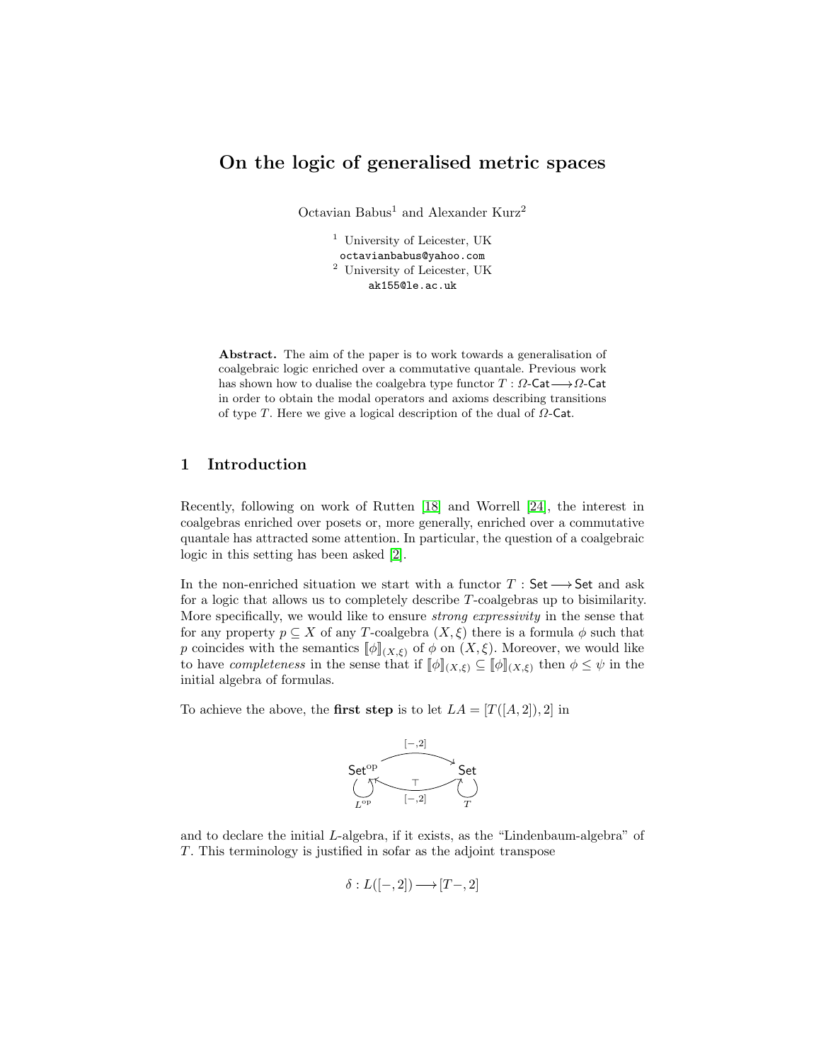# On the logic of generalised metric spaces

Octavian Babus[1] and Alexander Kurz[2]

[1] University of Leicester, UK
octavianbabus@yahoo.com
[2] University of Leicester, UK
ak155@le.ac.uk

**Abstract.** The aim of the paper is to work towards a generalisation of coalgebraic logic enriched over a commutative quantale. Previous work has shown how to dualise the coalgebra type functor $T : \Omega\text{-}\mathsf{Cat} \longrightarrow \Omega\text{-}\mathsf{Cat}$ in order to obtain the modal operators and axioms describing transitions of type $T$. Here we give a logical description of the dual of $\Omega$-$\mathsf{Cat}$.

## 1 Introduction

Recently, following on work of Rutten [18] and Worrell [24], the interest in coalgebras enriched over posets or, more generally, enriched over a commutative quantale has attracted some attention. In particular, the question of a coalgebraic logic in this setting has been asked [2].

In the non-enriched situation we start with a functor $T : \mathsf{Set} \longrightarrow \mathsf{Set}$ and ask for a logic that allows us to completely describe $T$-coalgebras up to bisimilarity. More specifically, we would like to ensure *strong expressivity* in the sense that for any property $p \subseteq X$ of any $T$-coalgebra $(X, \xi)$ there is a formula $\phi$ such that $p$ coincides with the semantics $[\![\phi]\!]_{(X,\xi)}$ of $\phi$ on $(X, \xi)$. Moreover, we would like to have *completeness* in the sense that if $[\![\phi]\!]_{(X,\xi)} \subseteq [\![\phi]\!]_{(X,\xi)}$ then $\phi \leq \psi$ in the initial algebra of formulas.

To achieve the above, the **first step** is to let $LA = [T([A, 2]), 2]$ in

$$\mathsf{Set}^{\mathrm{op}} \underset{[-,2]}{\overset{[-,2]}{\rightleftarrows}} \mathsf{Set} \qquad (\top,\ L^{\mathrm{op}} \text{ on } \mathsf{Set}^{\mathrm{op}},\ T \text{ on } \mathsf{Set})$$

and to declare the initial $L$-algebra, if it exists, as the "Lindenbaum-algebra" of $T$. This terminology is justified in sofar as the adjoint transpose

$$\delta : L([-, 2]) \longrightarrow [T-, 2]$$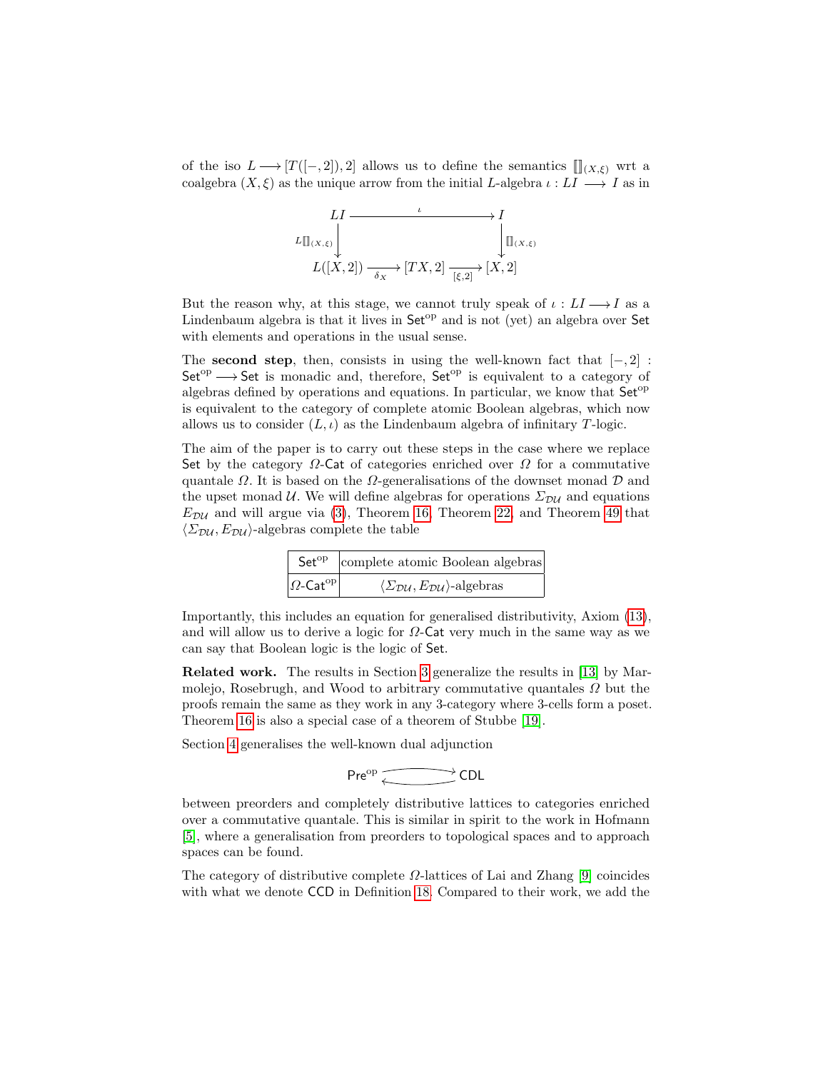of the iso $L \longrightarrow [T([-,2]),2]$ allows us to define the semantics $[\![]\!]_{(X,\xi)}$ wrt a coalgebra $(X,\xi)$ as the unique arrow from the initial $L$-algebra $\iota : LI \longrightarrow I$ as in

$$\begin{array}{ccccc} LI & & \xrightarrow{\quad\iota\quad} & & I \\ {\scriptstyle L[\![]\!]_{(X,\xi)}}\downarrow & & & & \downarrow{\scriptstyle [\![]\!]_{(X,\xi)}} \\ L([X,2]) & \xrightarrow[\delta_X]{} & [TX,2] & \xrightarrow[{[\xi,2]}]{} & [X,2] \end{array}$$

But the reason why, at this stage, we cannot truly speak of $\iota : LI \longrightarrow I$ as a Lindenbaum algebra is that it lives in $\mathsf{Set}^{\mathrm{op}}$ and is not (yet) an algebra over $\mathsf{Set}$ with elements and operations in the usual sense.

The **second step**, then, consists in using the well-known fact that $[-,2] : \mathsf{Set}^{\mathrm{op}} \longrightarrow \mathsf{Set}$ is monadic and, therefore, $\mathsf{Set}^{\mathrm{op}}$ is equivalent to a category of algebras defined by operations and equations. In particular, we know that $\mathsf{Set}^{\mathrm{op}}$ is equivalent to the category of complete atomic Boolean algebras, which now allows us to consider $(L,\iota)$ as the Lindenbaum algebra of infinitary $T$-logic.

The aim of the paper is to carry out these steps in the case where we replace $\mathsf{Set}$ by the category $\Omega$-$\mathsf{Cat}$ of categories enriched over $\Omega$ for a commutative quantale $\Omega$. It is based on the $\Omega$-generalisations of the downset monad $\mathcal{D}$ and the upset monad $\mathcal{U}$. We will define algebras for operations $\Sigma_{\mathcal{DU}}$ and equations $E_{\mathcal{DU}}$ and will argue via (3), Theorem 16, Theorem 22, and Theorem 49 that $\langle \Sigma_{\mathcal{DU}}, E_{\mathcal{DU}} \rangle$-algebras complete the table

| $\mathsf{Set}^{\mathrm{op}}$ | complete atomic Boolean algebras |
|---|---|
| $\Omega$-$\mathsf{Cat}^{\mathrm{op}}$ | $\langle \Sigma_{\mathcal{DU}}, E_{\mathcal{DU}} \rangle$-algebras |

Importantly, this includes an equation for generalised distributivity, Axiom (13), and will allow us to derive a logic for $\Omega$-$\mathsf{Cat}$ very much in the same way as we can say that Boolean logic is the logic of $\mathsf{Set}$.

**Related work.** The results in Section 3 generalize the results in [13] by Marmolejo, Rosebrugh, and Wood to arbitrary commutative quantales $\Omega$ but the proofs remain the same as they work in any 3-category where 3-cells form a poset. Theorem 16 is also a special case of a theorem of Stubbe [19].

Section 4 generalises the well-known dual adjunction

$$\mathsf{Pre}^{\mathrm{op}} \rightleftarrows \mathsf{CDL}$$

between preorders and completely distributive lattices to categories enriched over a commutative quantale. This is similar in spirit to the work in Hofmann [5], where a generalisation from preorders to topological spaces and to approach spaces can be found.

The category of distributive complete $\Omega$-lattices of Lai and Zhang [9] coincides with what we denote $\mathsf{CCD}$ in Definition 18. Compared to their work, we add the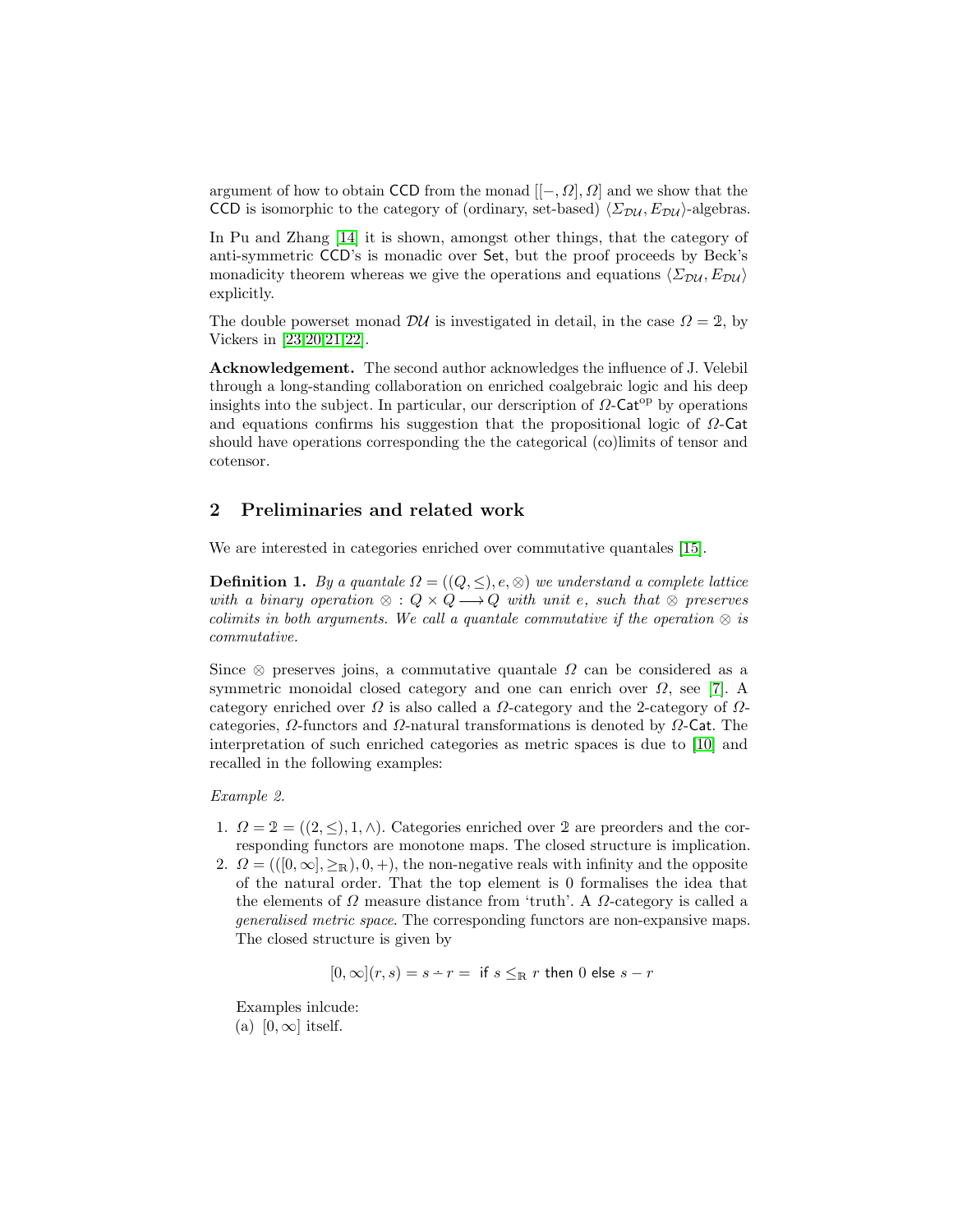argument of how to obtain CCD from the monad $[[-,\Omega],\Omega]$ and we show that the CCD is isomorphic to the category of (ordinary, set-based) $\langle \Sigma_{\mathcal{DU}}, E_{\mathcal{DU}}\rangle$-algebras.

In Pu and Zhang [14] it is shown, amongst other things, that the category of anti-symmetric CCD's is monadic over Set, but the proof proceeds by Beck's monadicity theorem whereas we give the operations and equations $\langle \Sigma_{\mathcal{DU}}, E_{\mathcal{DU}}\rangle$ explicitly.

The double powerset monad $\mathcal{DU}$ is investigated in detail, in the case $\Omega = \mathbb{2}$, by Vickers in [23,20,21,22].

**Acknowledgement.** The second author acknowledges the influence of J. Velebil through a long-standing collaboration on enriched coalgebraic logic and his deep insights into the subject. In particular, our derscription of $\Omega\text{-}\mathsf{Cat}^{\mathrm{op}}$ by operations and equations confirms his suggestion that the propositional logic of $\Omega\text{-}\mathsf{Cat}$ should have operations corresponding the the categorical (co)limits of tensor and cotensor.

## 2 Preliminaries and related work

We are interested in categories enriched over commutative quantales [15].

**Definition 1.** *By a quantale $\Omega = ((Q,\leq), e, \otimes)$ we understand a complete lattice with a binary operation $\otimes : Q \times Q \longrightarrow Q$ with unit $e$, such that $\otimes$ preserves colimits in both arguments. We call a quantale commutative if the operation $\otimes$ is commutative.*

Since $\otimes$ preserves joins, a commutative quantale $\Omega$ can be considered as a symmetric monoidal closed category and one can enrich over $\Omega$, see [7]. A category enriched over $\Omega$ is also called a $\Omega$-category and the 2-category of $\Omega$-categories, $\Omega$-functors and $\Omega$-natural transformations is denoted by $\Omega\text{-}\mathsf{Cat}$. The interpretation of such enriched categories as metric spaces is due to [10] and recalled in the following examples:

*Example 2.*

1. $\Omega = \mathbb{2} = ((2,\leq), 1, \wedge)$. Categories enriched over $\mathbb{2}$ are preorders and the corresponding functors are monotone maps. The closed structure is implication.
2. $\Omega = (([0,\infty], \geq_{\mathbb{R}}), 0, +)$, the non-negative reals with infinity and the opposite of the natural order. That the top element is 0 formalises the idea that the elements of $\Omega$ measure distance from 'truth'. A $\Omega$-category is called a *generalised metric space*. The corresponding functors are non-expansive maps. The closed structure is given by

$$[0,\infty](r,s) = s \dot{-} r = \text{ if } s \leq_{\mathbb{R}} r \text{ then } 0 \text{ else } s - r$$

   Examples inlcude:
   (a) $[0,\infty]$ itself.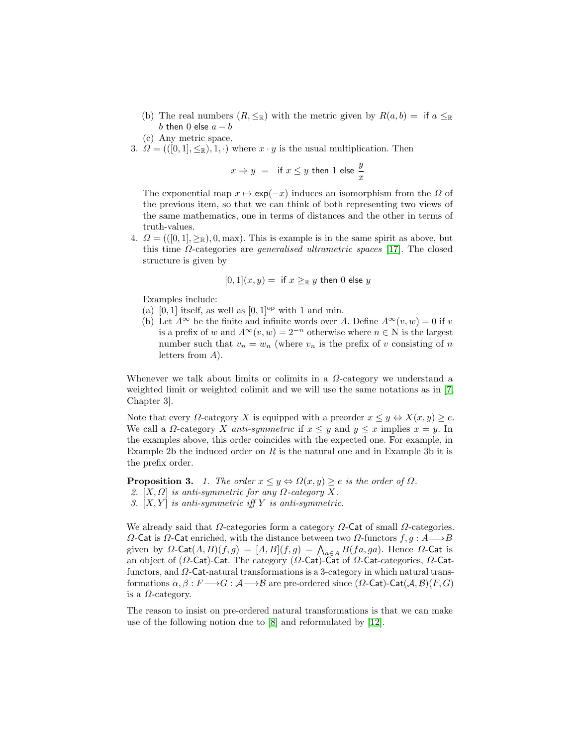(b) The real numbers $(R, \leq_{\mathbb{R}})$ with the metric given by $R(a,b) = $ if $a \leq_{\mathbb{R}} b$ then $0$ else $a - b$
   (c) Any metric space.

3. $\Omega = (([0,1], \leq_{\mathbb{R}}), 1, \cdot)$ where $x \cdot y$ is the usual multiplication. Then

$$x \Rightarrow y \;=\; \text{if } x \leq y \text{ then } 1 \text{ else } \frac{y}{x}$$

   The exponential map $x \mapsto \exp(-x)$ induces an isomorphism from the $\Omega$ of the previous item, so that we can think of both representing two views of the same mathematics, one in terms of distances and the other in terms of truth-values.

4. $\Omega = (([0,1], \geq_{\mathbb{R}}), 0, \max)$. This is example is in the same spirit as above, but this time $\Omega$-categories are *generalised ultrametric spaces* [17]. The closed structure is given by

$$[0,1](x,y) = \text{ if } x \geq_{\mathbb{R}} y \text{ then } 0 \text{ else } y$$

   Examples include:
   (a) $[0,1]$ itself, as well as $[0,1]^{\mathrm{op}}$ with 1 and min.
   (b) Let $A^\infty$ be the finite and infinite words over $A$. Define $A^\infty(v,w) = 0$ if $v$ is a prefix of $w$ and $A^\infty(v,w) = 2^{-n}$ otherwise where $n \in \mathbb{N}$ is the largest number such that $v_n = w_n$ (where $v_n$ is the prefix of $v$ consisting of $n$ letters from $A$).

Whenever we talk about limits or colimits in a $\Omega$-category we understand a weighted limit or weighted colimit and we will use the same notations as in [7, Chapter 3].

Note that every $\Omega$-category $X$ is equipped with a preorder $x \leq y \Leftrightarrow X(x,y) \geq e$. We call a $\Omega$-category $X$ *anti-symmetric* if $x \leq y$ and $y \leq x$ implies $x = y$. In the examples above, this order coincides with the expected one. For example, in Example 2b the induced order on $R$ is the natural one and in Example 3b it is the prefix order.

**Proposition 3.** *1. The order $x \leq y \Leftrightarrow \Omega(x,y) \geq e$ is the order of $\Omega$.*
*2. $[X, \Omega]$ is anti-symmetric for any $\Omega$-category $X$.*
*3. $[X, Y]$ is anti-symmetric iff $Y$ is anti-symmetric.*

We already said that $\Omega$-categories form a category $\Omega$-$\mathsf{Cat}$ of small $\Omega$-categories. $\Omega$-$\mathsf{Cat}$ is $\Omega$-$\mathsf{Cat}$ enriched, with the distance between two $\Omega$-functors $f, g : A \longrightarrow B$ given by $\Omega\text{-}\mathsf{Cat}(A,B)(f,g) = [A,B](f,g) = \bigwedge_{a \in A} B(fa, ga)$. Hence $\Omega$-$\mathsf{Cat}$ is an object of $(\Omega\text{-}\mathsf{Cat})$-$\mathsf{Cat}$. The category $(\Omega\text{-}\mathsf{Cat})$-$\mathsf{Cat}$ of $\Omega$-$\mathsf{Cat}$-categories, $\Omega$-$\mathsf{Cat}$-functors, and $\Omega$-$\mathsf{Cat}$-natural transformations is a 3-category in which natural transformations $\alpha, \beta : F \longrightarrow G : \mathcal{A} \longrightarrow \mathcal{B}$ are pre-ordered since $(\Omega\text{-}\mathsf{Cat})\text{-}\mathsf{Cat}(\mathcal{A},\mathcal{B})(F,G)$ is a $\Omega$-category.

The reason to insist on pre-ordered natural transformations is that we can make use of the following notion due to [8] and reformulated by [12].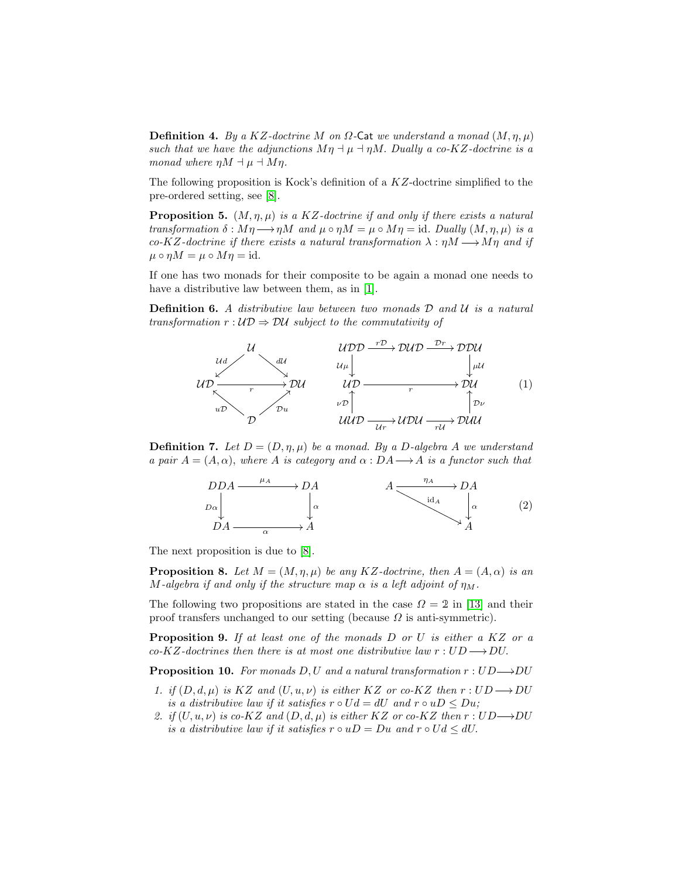**Definition 4.** *By a KZ-doctrine M on $\Omega$-*$\mathsf{Cat}$ *we understand a monad $(M, \eta, \mu)$ such that we have the adjunctions $M\eta \dashv \mu \dashv \eta M$. Dually a co-KZ-doctrine is a monad where $\eta M \dashv \mu \dashv M\eta$.*

The following proposition is Kock's definition of a $KZ$-doctrine simplified to the pre-ordered setting, see [8].

**Proposition 5.** *$(M, \eta, \mu)$ is a KZ-doctrine if and only if there exists a natural transformation $\delta : M\eta \longrightarrow \eta M$ and $\mu \circ \eta M = \mu \circ M\eta = \mathrm{id}$. Dually $(M, \eta, \mu)$ is a co-KZ-doctrine if there exists a natural transformation $\lambda : \eta M \longrightarrow M\eta$ and if $\mu \circ \eta M = \mu \circ M\eta = \mathrm{id}$.*

If one has two monads for their composite to be again a monad one needs to have a distributive law between them, as in [1].

**Definition 6.** *A distributive law between two monads $\mathcal{D}$ and $\mathcal{U}$ is a natural transformation $r : \mathcal{UD} \Rightarrow \mathcal{DU}$ subject to the commutativity of*

$$
\begin{array}{ccc}
 & \mathcal{U} & \\
\mathcal{U}d \swarrow & & \searrow d\mathcal{U} \\
\mathcal{UD} & \xrightarrow{\quad r \quad} & \mathcal{DU} \\
u\mathcal{D} \nwarrow & & \nearrow \mathcal{D}u \\
 & \mathcal{D} &
\end{array}
\qquad
\begin{array}{ccccc}
\mathcal{UDD} & \xrightarrow{r\mathcal{D}} & \mathcal{DUD} & \xrightarrow{\mathcal{D}r} & \mathcal{DDU} \\
\downarrow \mathcal{U}\mu & & & & \downarrow \mu\mathcal{U} \\
\mathcal{UD} & & \xrightarrow{\quad r \quad} & & \mathcal{DU} \\
\uparrow \nu\mathcal{D} & & & & \uparrow \mathcal{D}\nu \\
\mathcal{UUD} & \xrightarrow{\mathcal{U}r} & \mathcal{UDU} & \xrightarrow{r\mathcal{U}} & \mathcal{DUU}
\end{array}
\qquad (1)
$$

**Definition 7.** *Let $D = (D, \eta, \mu)$ be a monad. By a D-algebra A we understand a pair $A = (A, \alpha)$, where A is category and $\alpha : DA \longrightarrow A$ is a functor such that*

$$
\begin{array}{ccc}
DDA & \xrightarrow{\mu_A} & DA \\
\downarrow D\alpha & & \downarrow \alpha \\
DA & \xrightarrow{\quad \alpha \quad} & A
\end{array}
\qquad
\begin{array}{ccc}
A & \xrightarrow{\eta_A} & DA \\
 & \searrow^{\mathrm{id}_A} & \downarrow \alpha \\
 & & A
\end{array}
\qquad (2)
$$

The next proposition is due to [8].

**Proposition 8.** *Let $M = (M, \eta, \mu)$ be any KZ-doctrine, then $A = (A, \alpha)$ is an M-algebra if and only if the structure map $\alpha$ is a left adjoint of $\eta_M$.*

The following two propositions are stated in the case $\Omega = \mathbb{2}$ in [13] and their proof transfers unchanged to our setting (because $\Omega$ is anti-symmetric).

**Proposition 9.** *If at least one of the monads D or U is either a KZ or a co-KZ-doctrines then there is at most one distributive law $r : UD \longrightarrow DU$.*

**Proposition 10.** *For monads $D, U$ and a natural transformation $r : UD \longrightarrow DU$*

1. *if $(D, d, \mu)$ is KZ and $(U, u, \nu)$ is either KZ or co-KZ then $r : UD \longrightarrow DU$ is a distributive law if it satisfies $r \circ Ud = dU$ and $r \circ uD \leq Du$;*
2. *if $(U, u, \nu)$ is co-KZ and $(D, d, \mu)$ is either KZ or co-KZ then $r : UD \longrightarrow DU$ is a distributive law if it satisfies $r \circ uD = Du$ and $r \circ Ud \leq dU$.*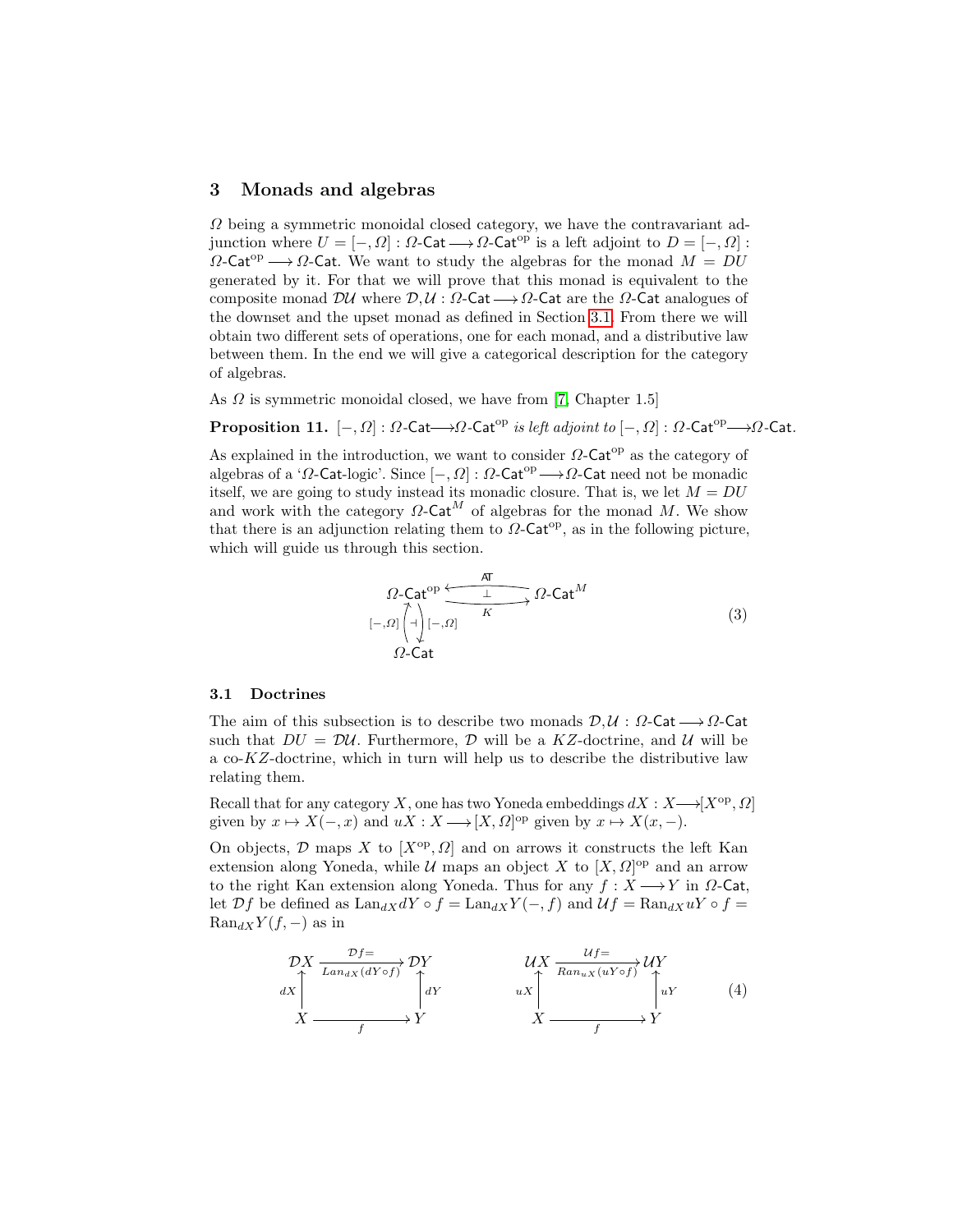## 3 Monads and algebras

$\Omega$ being a symmetric monoidal closed category, we have the contravariant adjunction where $U = [-, \Omega] : \Omega\text{-}\mathsf{Cat} \longrightarrow \Omega\text{-}\mathsf{Cat}^{\mathrm{op}}$ is a left adjoint to $D = [-, \Omega] : \Omega\text{-}\mathsf{Cat}^{\mathrm{op}} \longrightarrow \Omega\text{-}\mathsf{Cat}$. We want to study the algebras for the monad $M = DU$ generated by it. For that we will prove that this monad is equivalent to the composite monad $\mathcal{DU}$ where $\mathcal{D}, \mathcal{U} : \Omega\text{-}\mathsf{Cat} \longrightarrow \Omega\text{-}\mathsf{Cat}$ are the $\Omega$-$\mathsf{Cat}$ analogues of the downset and the upset monad as defined in Section 3.1. From there we will obtain two different sets of operations, one for each monad, and a distributive law between them. In the end we will give a categorical description for the category of algebras.

As $\Omega$ is symmetric monoidal closed, we have from [7, Chapter 1.5]

**Proposition 11.** *$[-, \Omega] : \Omega\text{-}\mathsf{Cat} \longrightarrow \Omega\text{-}\mathsf{Cat}^{\mathrm{op}}$ is left adjoint to $[-, \Omega] : \Omega\text{-}\mathsf{Cat}^{\mathrm{op}} \longrightarrow \Omega\text{-}\mathsf{Cat}$.*

As explained in the introduction, we want to consider $\Omega\text{-}\mathsf{Cat}^{\mathrm{op}}$ as the category of algebras of a '$\Omega$-$\mathsf{Cat}$-logic'. Since $[-, \Omega] : \Omega\text{-}\mathsf{Cat}^{\mathrm{op}} \longrightarrow \Omega\text{-}\mathsf{Cat}$ need not be monadic itself, we are going to study instead its monadic closure. That is, we let $M = DU$ and work with the category $\Omega\text{-}\mathsf{Cat}^{M}$ of algebras for the monad $M$. We show that there is an adjunction relating them to $\Omega\text{-}\mathsf{Cat}^{\mathrm{op}}$, as in the following picture, which will guide us through this section.

$$\begin{array}{ccc} \Omega\text{-}\mathsf{Cat}^{\mathrm{op}} & \underset{K}{\overset{\mathsf{AT}}{\rightleftarrows}} & \Omega\text{-}\mathsf{Cat}^{M} \\ {\scriptstyle [-,\Omega]} \uparrow \dashv \downarrow {\scriptstyle [-,\Omega]} & & \\ \Omega\text{-}\mathsf{Cat} & & \end{array} \tag{3}$$

### 3.1 Doctrines

The aim of this subsection is to describe two monads $\mathcal{D}, \mathcal{U} : \Omega\text{-}\mathsf{Cat} \longrightarrow \Omega\text{-}\mathsf{Cat}$ such that $DU = \mathcal{DU}$. Furthermore, $\mathcal{D}$ will be a $KZ$-doctrine, and $\mathcal{U}$ will be a co-$KZ$-doctrine, which in turn will help us to describe the distributive law relating them.

Recall that for any category $X$, one has two Yoneda embeddings $dX : X \longrightarrow [X^{\mathrm{op}}, \Omega]$ given by $x \mapsto X(-, x)$ and $uX : X \longrightarrow [X, \Omega]^{\mathrm{op}}$ given by $x \mapsto X(x, -)$.

On objects, $\mathcal{D}$ maps $X$ to $[X^{\mathrm{op}}, \Omega]$ and on arrows it constructs the left Kan extension along Yoneda, while $\mathcal{U}$ maps an object $X$ to $[X, \Omega]^{\mathrm{op}}$ and an arrow to the right Kan extension along Yoneda. Thus for any $f : X \longrightarrow Y$ in $\Omega$-$\mathsf{Cat}$, let $\mathcal{D}f$ be defined as $\mathrm{Lan}_{dX} dY \circ f = \mathrm{Lan}_{dX} Y(-, f)$ and $\mathcal{U}f = \mathrm{Ran}_{dX} uY \circ f = \mathrm{Ran}_{dX} Y(f, -)$ as in

$$\begin{array}{ccc} \mathcal{D}X & \xrightarrow[Lan_{dX}(dY \circ f)]{\mathcal{D}f=} & \mathcal{D}Y \\ {\scriptstyle dX}\uparrow & & \uparrow{\scriptstyle dY} \\ X & \xrightarrow[f]{} & Y \end{array} \qquad \begin{array}{ccc} \mathcal{U}X & \xrightarrow[Ran_{uX}(uY \circ f)]{\mathcal{U}f=} & \mathcal{U}Y \\ {\scriptstyle uX}\uparrow & & \uparrow{\scriptstyle uY} \\ X & \xrightarrow[f]{} & Y \end{array} \tag{4}$$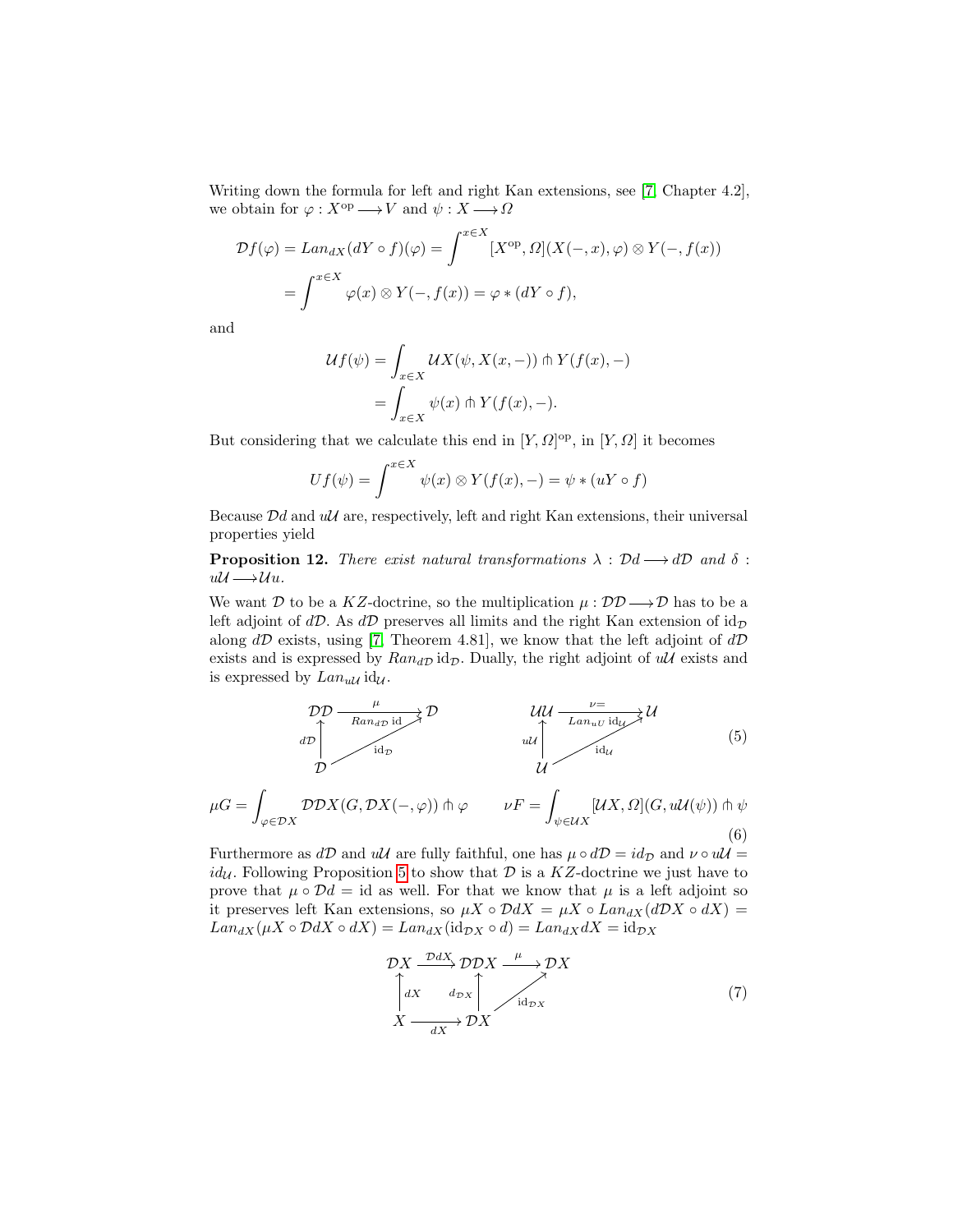Writing down the formula for left and right Kan extensions, see [7, Chapter 4.2], we obtain for $\varphi : X^{\mathrm{op}} \longrightarrow V$ and $\psi : X \longrightarrow \Omega$

$$
\begin{aligned}
\mathcal{D}f(\varphi) = Lan_{dX}(dY \circ f)(\varphi) &= \int^{x \in X} [X^{\mathrm{op}}, \Omega](X(-,x), \varphi) \otimes Y(-, f(x)) \\
&= \int^{x \in X} \varphi(x) \otimes Y(-, f(x)) = \varphi * (dY \circ f),
\end{aligned}
$$

and

$$
\begin{aligned}
\mathcal{U}f(\psi) &= \int_{x \in X} \mathcal{U}X(\psi, X(x, -)) \pitchfork Y(f(x), -) \\
&= \int_{x \in X} \psi(x) \pitchfork Y(f(x), -).
\end{aligned}
$$

But considering that we calculate this end in $[Y, \Omega]^{\mathrm{op}}$, in $[Y, \Omega]$ it becomes

$$
Uf(\psi) = \int^{x \in X} \psi(x) \otimes Y(f(x), -) = \psi * (uY \circ f)
$$

Because $\mathcal{D}d$ and $u\mathcal{U}$ are, respectively, left and right Kan extensions, their universal properties yield

**Proposition 12.** *There exist natural transformations $\lambda : \mathcal{D}d \longrightarrow d\mathcal{D}$ and $\delta : u\mathcal{U} \longrightarrow \mathcal{U}u$.*

We want $\mathcal{D}$ to be a $KZ$-doctrine, so the multiplication $\mu : \mathcal{D}\mathcal{D} \longrightarrow \mathcal{D}$ has to be a left adjoint of $d\mathcal{D}$. As $d\mathcal{D}$ preserves all limits and the right Kan extension of $\mathrm{id}_{\mathcal{D}}$ along $d\mathcal{D}$ exists, using [7, Theorem 4.81], we know that the left adjoint of $d\mathcal{D}$ exists and is expressed by $Ran_{d\mathcal{D}}\, \mathrm{id}_{\mathcal{D}}$. Dually, the right adjoint of $u\mathcal{U}$ exists and is expressed by $Lan_{u\mathcal{U}}\, \mathrm{id}_{\mathcal{U}}$.

$$
\begin{array}{ccc}
\mathcal{D}\mathcal{D} & \xrightarrow[Ran_{d\mathcal{D}}\,\mathrm{id}]{\mu} & \mathcal{D} \\
{\scriptstyle d\mathcal{D}} \uparrow & \nearrow_{\mathrm{id}_{\mathcal{D}}} & \\
\mathcal{D} & &
\end{array}
\qquad\qquad
\begin{array}{ccc}
\mathcal{U}\mathcal{U} & \xrightarrow[Lan_{uU}\,\mathrm{id}_{\mathcal{U}}]{\nu=} & \mathcal{U} \\
{\scriptstyle u\mathcal{U}} \uparrow & \nearrow_{\mathrm{id}_{\mathcal{U}}} & \\
\mathcal{U} & &
\end{array}
\tag{5}
$$

$$
\mu G = \int_{\varphi \in \mathcal{D}X} \mathcal{D}\mathcal{D}X(G, \mathcal{D}X(-, \varphi)) \pitchfork \varphi \qquad \nu F = \int_{\psi \in \mathcal{U}X} [\mathcal{U}X, \Omega](G, u\mathcal{U}(\psi)) \pitchfork \psi
\tag{6}
$$

Furthermore as $d\mathcal{D}$ and $u\mathcal{U}$ are fully faithful, one has $\mu \circ d\mathcal{D} = id_{\mathcal{D}}$ and $\nu \circ u\mathcal{U} = id_{\mathcal{U}}$. Following Proposition 5 to show that $\mathcal{D}$ is a $KZ$-doctrine we just have to prove that $\mu \circ \mathcal{D}d = \mathrm{id}$ as well. For that we know that $\mu$ is a left adjoint so it preserves left Kan extensions, so $\mu X \circ \mathcal{D}dX = \mu X \circ Lan_{dX}(d\mathcal{D}X \circ dX) = Lan_{dX}(\mu X \circ \mathcal{D}dX \circ dX) = Lan_{dX}(\mathrm{id}_{\mathcal{D}X} \circ d) = Lan_{dX} dX = \mathrm{id}_{\mathcal{D}X}$

$$
\begin{array}{ccccc}
\mathcal{D}X & \xrightarrow{\mathcal{D}dX} & \mathcal{D}\mathcal{D}X & \xrightarrow{\mu} & \mathcal{D}X \\
{\scriptstyle dX} \uparrow & & \uparrow {\scriptstyle d_{\mathcal{D}X}} & \nearrow_{\mathrm{id}_{\mathcal{D}X}} & \\
X & \xrightarrow[dX]{} & \mathcal{D}X & &
\end{array}
\tag{7}
$$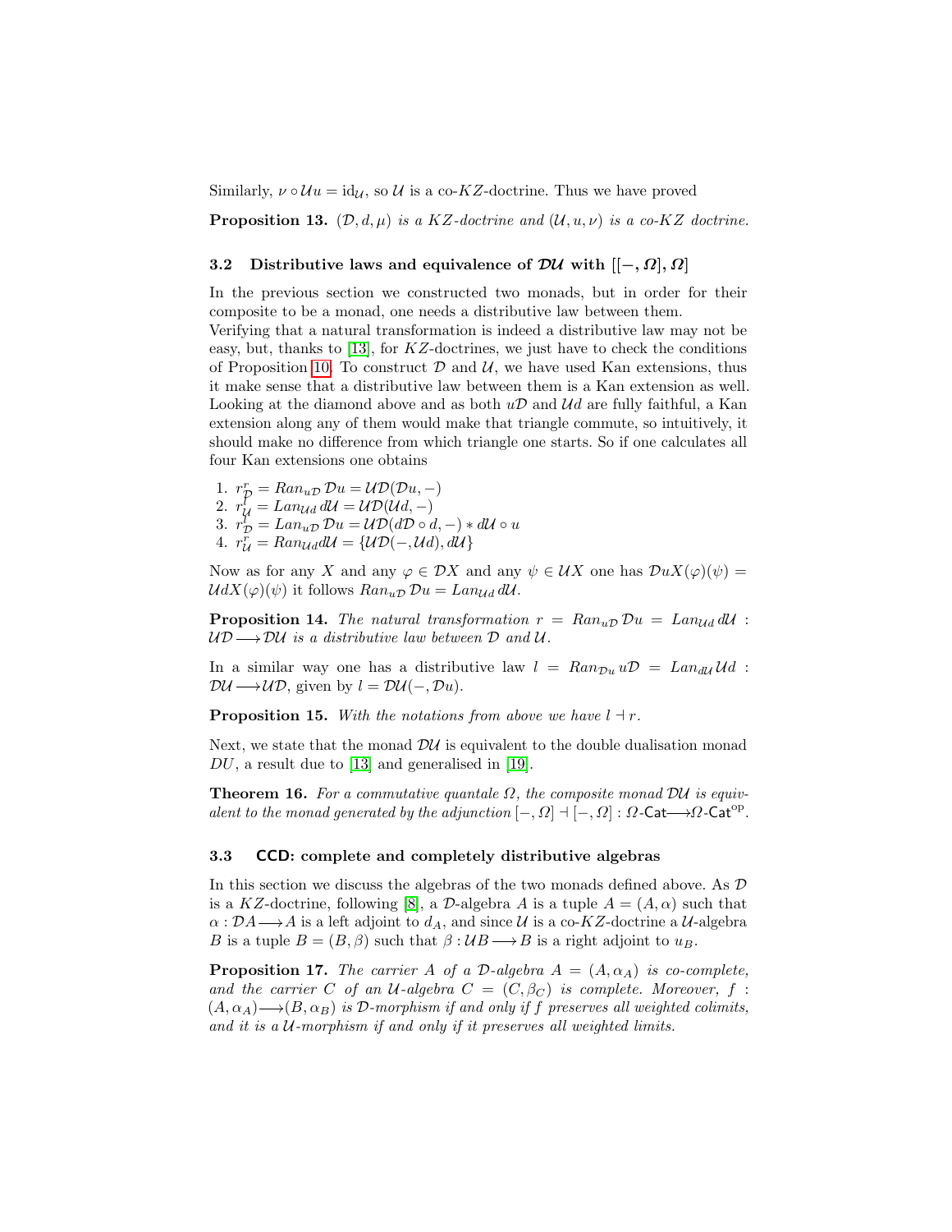Similarly, $\nu \circ \mathcal{U}u = \mathrm{id}_{\mathcal{U}}$, so $\mathcal{U}$ is a co-$KZ$-doctrine. Thus we have proved

**Proposition 13.** *$(\mathcal{D}, d, \mu)$ is a $KZ$-doctrine and $(\mathcal{U}, u, \nu)$ is a co-$KZ$ doctrine.*

### 3.2 Distributive laws and equivalence of $\mathcal{DU}$ with $[[-, \Omega], \Omega]$

In the previous section we constructed two monads, but in order for their composite to be a monad, one needs a distributive law between them.
Verifying that a natural transformation is indeed a distributive law may not be easy, but, thanks to [13], for $KZ$-doctrines, we just have to check the conditions of Proposition 10. To construct $\mathcal{D}$ and $\mathcal{U}$, we have used Kan extensions, thus it make sense that a distributive law between them is a Kan extension as well. Looking at the diamond above and as both $u\mathcal{D}$ and $\mathcal{U}d$ are fully faithful, a Kan extension along any of them would make that triangle commute, so intuitively, it should make no difference from which triangle one starts. So if one calculates all four Kan extensions one obtains

1. $r^r_{\mathcal{D}} = Ran_{u\mathcal{D}}\, \mathcal{D}u = \mathcal{UD}(\mathcal{D}u, -)$
2. $r^l_{\mathcal{U}} = Lan_{\mathcal{U}d}\, d\mathcal{U} = \mathcal{UD}(\mathcal{U}d, -)$
3. $r^l_{\mathcal{D}} = Lan_{u\mathcal{D}}\, \mathcal{D}u = \mathcal{UD}(d\mathcal{D} \circ d, -) * d\mathcal{U} \circ u$
4. $r^r_{\mathcal{U}} = Ran_{\mathcal{U}d} d\mathcal{U} = \{\mathcal{UD}(-, \mathcal{U}d), d\mathcal{U}\}$

Now as for any $X$ and any $\varphi \in \mathcal{D}X$ and any $\psi \in \mathcal{U}X$ one has $\mathcal{D}uX(\varphi)(\psi) = \mathcal{U}dX(\varphi)(\psi)$ it follows $Ran_{u\mathcal{D}}\, \mathcal{D}u = Lan_{\mathcal{U}d}\, d\mathcal{U}$.

**Proposition 14.** *The natural transformation $r = Ran_{u\mathcal{D}}\, \mathcal{D}u = Lan_{\mathcal{U}d}\, d\mathcal{U} : \mathcal{UD} \longrightarrow \mathcal{DU}$ is a distributive law between $\mathcal{D}$ and $\mathcal{U}$.*

In a similar way one has a distributive law $l = Ran_{\mathcal{D}u}\, u\mathcal{D} = Lan_{d\mathcal{U}}\, \mathcal{U}d : \mathcal{DU} \longrightarrow \mathcal{UD}$, given by $l = \mathcal{DU}(-, \mathcal{D}u)$.

**Proposition 15.** *With the notations from above we have $l \dashv r$.*

Next, we state that the monad $\mathcal{DU}$ is equivalent to the double dualisation monad $DU$, a result due to [13] and generalised in [19].

**Theorem 16.** *For a commutative quantale $\Omega$, the composite monad $\mathcal{DU}$ is equivalent to the monad generated by the adjunction $[-, \Omega] \dashv [-, \Omega] : \Omega\text{-}\mathsf{Cat} \longrightarrow \Omega\text{-}\mathsf{Cat}^{\mathrm{op}}$.*

### 3.3 CCD: complete and completely distributive algebras

In this section we discuss the algebras of the two monads defined above. As $\mathcal{D}$ is a $KZ$-doctrine, following [8], a $\mathcal{D}$-algebra $A$ is a tuple $A = (A, \alpha)$ such that $\alpha : \mathcal{D}A \longrightarrow A$ is a left adjoint to $d_A$, and since $\mathcal{U}$ is a co-$KZ$-doctrine a $\mathcal{U}$-algebra $B$ is a tuple $B = (B, \beta)$ such that $\beta : \mathcal{U}B \longrightarrow B$ is a right adjoint to $u_B$.

**Proposition 17.** *The carrier $A$ of a $\mathcal{D}$-algebra $A = (A, \alpha_A)$ is co-complete, and the carrier $C$ of an $\mathcal{U}$-algebra $C = (C, \beta_C)$ is complete. Moreover, $f : (A, \alpha_A) \longrightarrow (B, \alpha_B)$ is $\mathcal{D}$-morphism if and only if $f$ preserves all weighted colimits, and it is a $\mathcal{U}$-morphism if and only if it preserves all weighted limits.*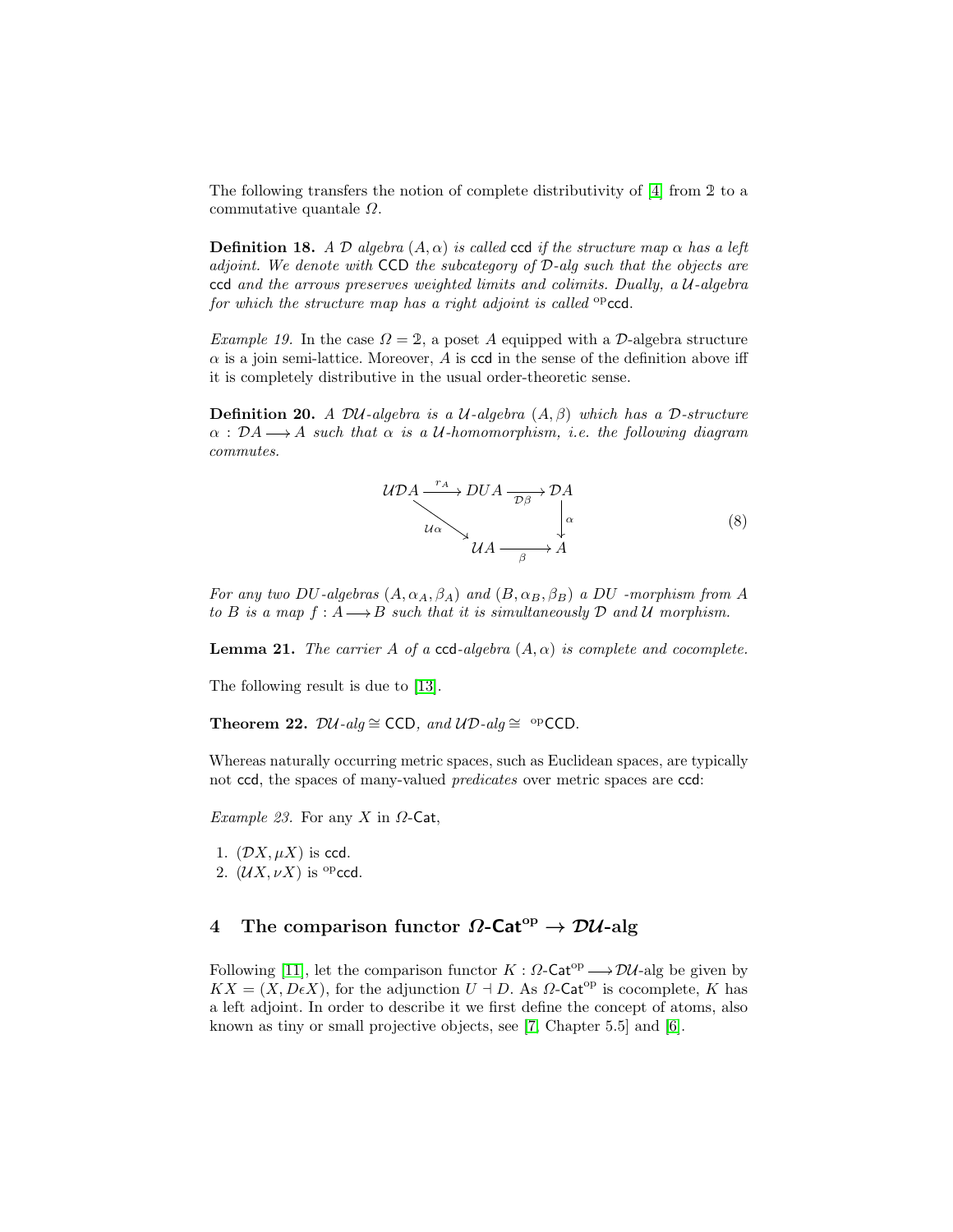The following transfers the notion of complete distributivity of [4] from $\mathbb{2}$ to a commutative quantale $\Omega$.

**Definition 18.** *A $\mathcal{D}$ algebra $(A, \alpha)$ is called* ccd *if the structure map $\alpha$ has a left adjoint. We denote with* CCD *the subcategory of $\mathcal{D}$-alg such that the objects are* ccd *and the arrows preserves weighted limits and colimits. Dually, a $\mathcal{U}$-algebra for which the structure map has a right adjoint is called* ${}^{\mathrm{op}}$ccd.

*Example 19.* In the case $\Omega = \mathbb{2}$, a poset $A$ equipped with a $\mathcal{D}$-algebra structure $\alpha$ is a join semi-lattice. Moreover, $A$ is ccd in the sense of the definition above iff it is completely distributive in the usual order-theoretic sense.

**Definition 20.** *A $\mathcal{DU}$-algebra is a $\mathcal{U}$-algebra $(A, \beta)$ which has a $\mathcal{D}$-structure $\alpha : \mathcal{D}A \longrightarrow A$ such that $\alpha$ is a $\mathcal{U}$-homomorphism, i.e. the following diagram commutes.*

$$\begin{array}{ccccc} \mathcal{UD}A & \xrightarrow{r_A} & DUA & \xrightarrow{\mathcal{D}\beta} & \mathcal{D}A \\ & \searrow^{\mathcal{U}\alpha} & & & \downarrow \alpha \\ & & \mathcal{U}A & \xrightarrow{\beta} & A \end{array} \tag{8}$$

*For any two DU-algebras $(A, \alpha_A, \beta_A)$ and $(B, \alpha_B, \beta_B)$ a DU -morphism from $A$ to $B$ is a map $f : A \longrightarrow B$ such that it is simultaneously $\mathcal{D}$ and $\mathcal{U}$ morphism.*

**Lemma 21.** *The carrier $A$ of a* ccd*-algebra $(A, \alpha)$ is complete and cocomplete.*

The following result is due to [13].

**Theorem 22.** *$\mathcal{DU}$-alg $\cong$ CCD, and $\mathcal{UD}$-alg $\cong$ ${}^{\mathrm{op}}$CCD.*

Whereas naturally occurring metric spaces, such as Euclidean spaces, are typically not ccd, the spaces of many-valued *predicates* over metric spaces are ccd:

*Example 23.* For any $X$ in $\Omega$-Cat,

1. $(\mathcal{D}X, \mu X)$ is ccd.
2. $(\mathcal{U}X, \nu X)$ is ${}^{\mathrm{op}}$ccd.

## 4 The comparison functor $\Omega$-Cat$^{\mathrm{op}} \to \mathcal{DU}$-alg

Following [11], let the comparison functor $K : \Omega\text{-Cat}^{\mathrm{op}} \longrightarrow \mathcal{DU}$-alg be given by $KX = (X, D\epsilon X)$, for the adjunction $U \dashv D$. As $\Omega$-Cat$^{\mathrm{op}}$ is cocomplete, $K$ has a left adjoint. In order to describe it we first define the concept of atoms, also known as tiny or small projective objects, see [7, Chapter 5.5] and [6].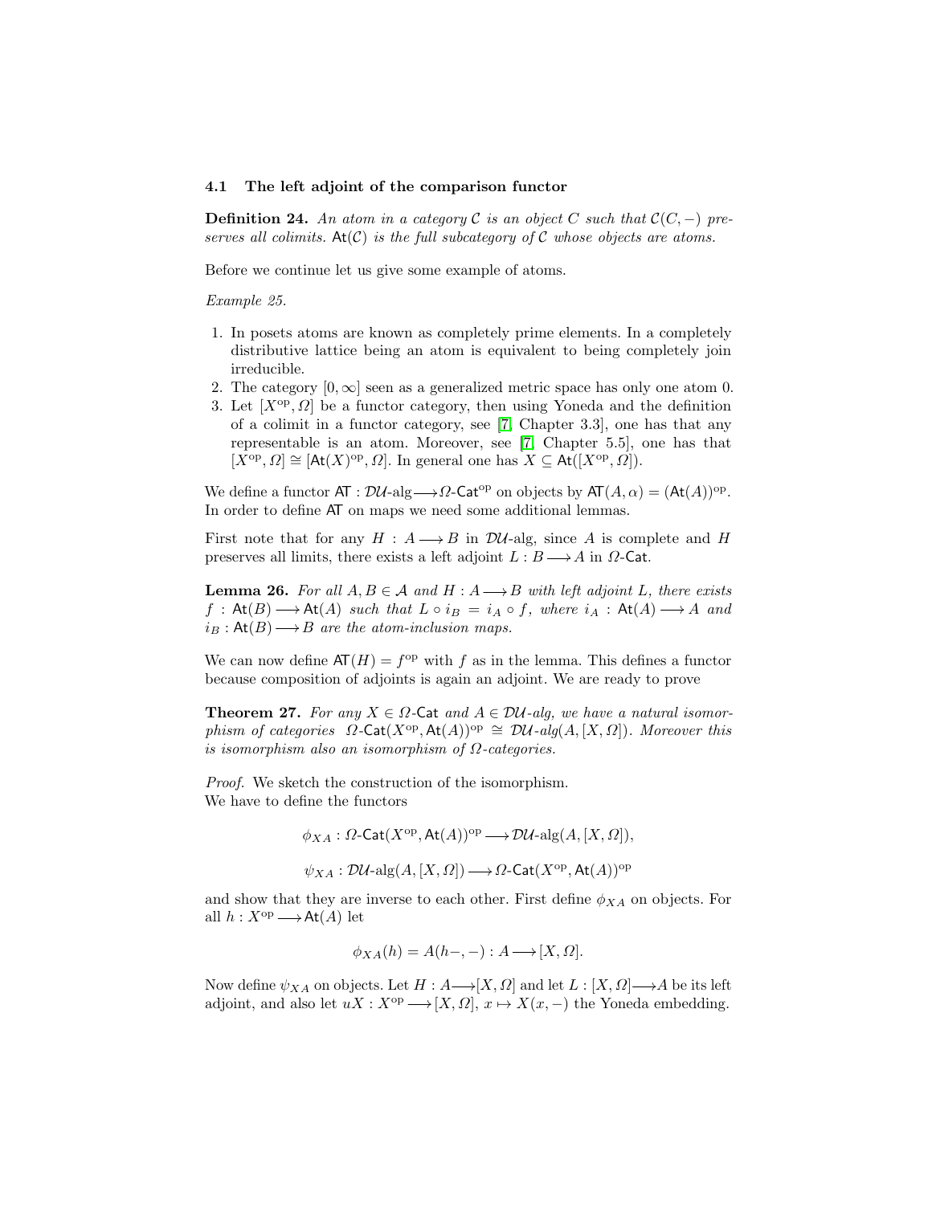### 4.1 The left adjoint of the comparison functor

**Definition 24.** *An atom in a category $\mathcal{C}$ is an object $C$ such that $\mathcal{C}(C,-)$ preserves all colimits. $\mathsf{At}(\mathcal{C})$ is the full subcategory of $\mathcal{C}$ whose objects are atoms.*

Before we continue let us give some example of atoms.

*Example 25.*

1. In posets atoms are known as completely prime elements. In a completely distributive lattice being an atom is equivalent to being completely join irreducible.
2. The category $[0,\infty]$ seen as a generalized metric space has only one atom 0.
3. Let $[X^{\mathrm{op}}, \Omega]$ be a functor category, then using Yoneda and the definition of a colimit in a functor category, see [7, Chapter 3.3], one has that any representable is an atom. Moreover, see [7, Chapter 5.5], one has that $[X^{\mathrm{op}}, \Omega] \cong [\mathsf{At}(X)^{\mathrm{op}}, \Omega]$. In general one has $X \subseteq \mathsf{At}([X^{\mathrm{op}}, \Omega])$.

We define a functor $\mathsf{AT} : \mathcal{DU}\text{-alg} \longrightarrow \Omega\text{-}\mathsf{Cat}^{\mathrm{op}}$ on objects by $\mathsf{AT}(A,\alpha) = (\mathsf{At}(A))^{\mathrm{op}}$. In order to define $\mathsf{AT}$ on maps we need some additional lemmas.

First note that for any $H : A \longrightarrow B$ in $\mathcal{DU}$-alg, since $A$ is complete and $H$ preserves all limits, there exists a left adjoint $L : B \longrightarrow A$ in $\Omega$-$\mathsf{Cat}$.

**Lemma 26.** *For all $A, B \in \mathcal{A}$ and $H : A \longrightarrow B$ with left adjoint $L$, there exists $f : \mathsf{At}(B) \longrightarrow \mathsf{At}(A)$ such that $L \circ i_B = i_A \circ f$, where $i_A : \mathsf{At}(A) \longrightarrow A$ and $i_B : \mathsf{At}(B) \longrightarrow B$ are the atom-inclusion maps.*

We can now define $\mathsf{AT}(H) = f^{\mathrm{op}}$ with $f$ as in the lemma. This defines a functor because composition of adjoints is again an adjoint. We are ready to prove

**Theorem 27.** *For any $X \in \Omega$-$\mathsf{Cat}$ and $A \in \mathcal{DU}$-alg, we have a natural isomorphism of categories $\Omega\text{-}\mathsf{Cat}(X^{\mathrm{op}}, \mathsf{At}(A))^{\mathrm{op}} \cong \mathcal{DU}\text{-}alg(A, [X, \Omega])$. Moreover this is isomorphism also an isomorphism of $\Omega$-categories.*

*Proof.* We sketch the construction of the isomorphism.
We have to define the functors

$$\phi_{XA} : \Omega\text{-}\mathsf{Cat}(X^{\mathrm{op}}, \mathsf{At}(A))^{\mathrm{op}} \longrightarrow \mathcal{DU}\text{-alg}(A, [X, \Omega]),$$

$$\psi_{XA} : \mathcal{DU}\text{-alg}(A, [X, \Omega]) \longrightarrow \Omega\text{-}\mathsf{Cat}(X^{\mathrm{op}}, \mathsf{At}(A))^{\mathrm{op}}$$

and show that they are inverse to each other. First define $\phi_{XA}$ on objects. For all $h : X^{\mathrm{op}} \longrightarrow \mathsf{At}(A)$ let

$$\phi_{XA}(h) = A(h-,-) : A \longrightarrow [X, \Omega].$$

Now define $\psi_{XA}$ on objects. Let $H : A \longrightarrow [X, \Omega]$ and let $L : [X, \Omega] \longrightarrow A$ be its left adjoint, and also let $uX : X^{\mathrm{op}} \longrightarrow [X, \Omega]$, $x \mapsto X(x,-)$ the Yoneda embedding.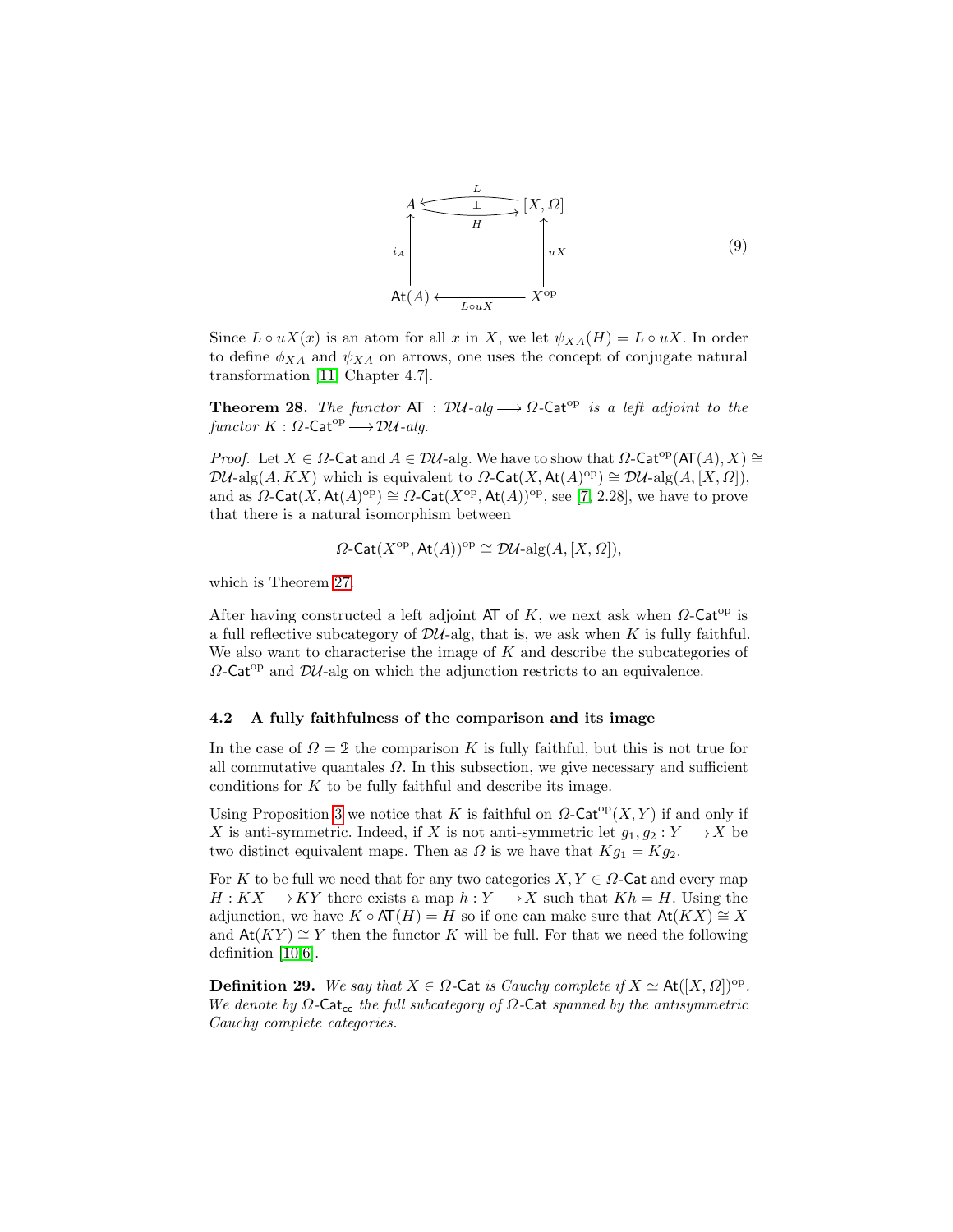$$
\begin{array}{ccc}
A & \underset{H}{\overset{L}{\underset{\bot}{\rightleftarrows}}} & [X,\Omega] \\
{\scriptstyle i_A}\uparrow & & \uparrow{\scriptstyle uX} \\
\mathsf{At}(A) & \xleftarrow[L\circ uX]{} & X^{\mathrm{op}}
\end{array}
\tag{9}
$$

Since $L \circ uX(x)$ is an atom for all $x$ in $X$, we let $\psi_{XA}(H) = L \circ uX$. In order to define $\phi_{XA}$ and $\psi_{XA}$ on arrows, one uses the concept of conjugate natural transformation [11, Chapter 4.7].

**Theorem 28.** *The functor* $\mathsf{AT} : \mathcal{DU}\text{-}alg \longrightarrow \Omega\text{-}\mathsf{Cat}^{\mathrm{op}}$ *is a left adjoint to the functor* $K : \Omega\text{-}\mathsf{Cat}^{\mathrm{op}} \longrightarrow \mathcal{DU}\text{-}alg$.

*Proof.* Let $X \in \Omega\text{-}\mathsf{Cat}$ and $A \in \mathcal{DU}\text{-alg}$. We have to show that $\Omega\text{-}\mathsf{Cat}^{\mathrm{op}}(\mathsf{AT}(A), X) \cong \mathcal{DU}\text{-alg}(A, KX)$ which is equivalent to $\Omega\text{-}\mathsf{Cat}(X, \mathsf{At}(A)^{\mathrm{op}}) \cong \mathcal{DU}\text{-alg}(A, [X, \Omega])$, and as $\Omega\text{-}\mathsf{Cat}(X, \mathsf{At}(A)^{\mathrm{op}}) \cong \Omega\text{-}\mathsf{Cat}(X^{\mathrm{op}}, \mathsf{At}(A))^{\mathrm{op}}$, see [7, 2.28], we have to prove that there is a natural isomorphism between

$$\Omega\text{-}\mathsf{Cat}(X^{\mathrm{op}}, \mathsf{At}(A))^{\mathrm{op}} \cong \mathcal{DU}\text{-alg}(A, [X, \Omega]),$$

which is Theorem 27.

After having constructed a left adjoint $\mathsf{AT}$ of $K$, we next ask when $\Omega\text{-}\mathsf{Cat}^{\mathrm{op}}$ is a full reflective subcategory of $\mathcal{DU}$-alg, that is, we ask when $K$ is fully faithful. We also want to characterise the image of $K$ and describe the subcategories of $\Omega\text{-}\mathsf{Cat}^{\mathrm{op}}$ and $\mathcal{DU}$-alg on which the adjunction restricts to an equivalence.

### 4.2 A fully faithfulness of the comparison and its image

In the case of $\Omega = \mathbb{2}$ the comparison $K$ is fully faithful, but this is not true for all commutative quantales $\Omega$. In this subsection, we give necessary and sufficient conditions for $K$ to be fully faithful and describe its image.

Using Proposition 3 we notice that $K$ is faithful on $\Omega\text{-}\mathsf{Cat}^{\mathrm{op}}(X, Y)$ if and only if $X$ is anti-symmetric. Indeed, if $X$ is not anti-symmetric let $g_1, g_2 : Y \longrightarrow X$ be two distinct equivalent maps. Then as $\Omega$ is we have that $Kg_1 = Kg_2$.

For $K$ to be full we need that for any two categories $X, Y \in \Omega\text{-}\mathsf{Cat}$ and every map $H : KX \longrightarrow KY$ there exists a map $h : Y \longrightarrow X$ such that $Kh = H$. Using the adjunction, we have $K \circ \mathsf{AT}(H) = H$ so if one can make sure that $\mathsf{At}(KX) \cong X$ and $\mathsf{At}(KY) \cong Y$ then the functor $K$ will be full. For that we need the following definition [10,6].

**Definition 29.** *We say that* $X \in \Omega\text{-}\mathsf{Cat}$ *is Cauchy complete if* $X \simeq \mathsf{At}([X, \Omega])^{\mathrm{op}}$. *We denote by* $\Omega\text{-}\mathsf{Cat}_{\mathsf{cc}}$ *the full subcategory of* $\Omega\text{-}\mathsf{Cat}$ *spanned by the antisymmetric Cauchy complete categories.*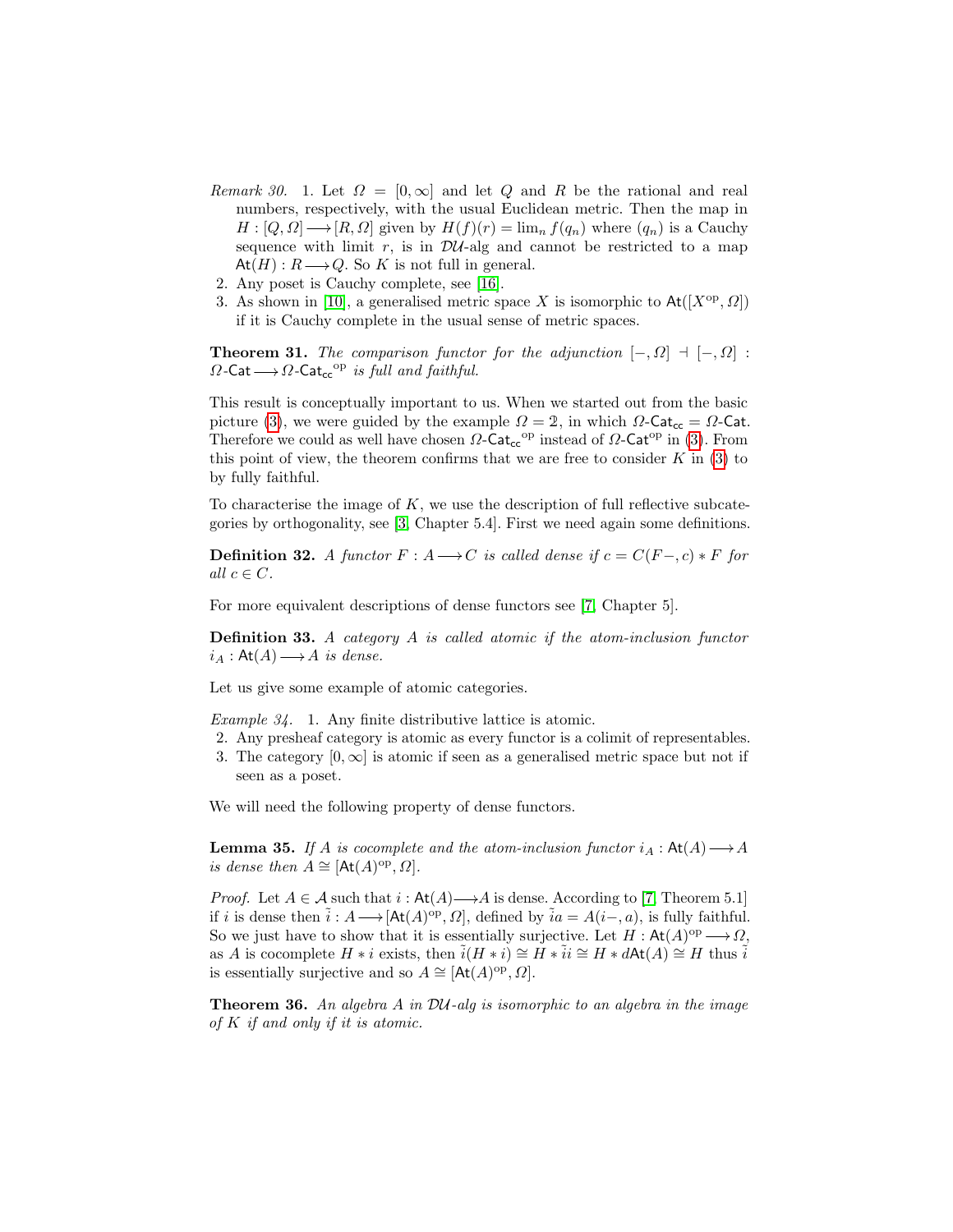*Remark 30.* 1. Let $\Omega = [0,\infty]$ and let $Q$ and $R$ be the rational and real numbers, respectively, with the usual Euclidean metric. Then the map in $H : [Q,\Omega] \longrightarrow [R,\Omega]$ given by $H(f)(r) = \lim_n f(q_n)$ where $(q_n)$ is a Cauchy sequence with limit $r$, is in $\mathcal{DU}$-alg and cannot be restricted to a map $\mathsf{At}(H) : R \longrightarrow Q$. So $K$ is not full in general.
2. Any poset is Cauchy complete, see [16].
3. As shown in [10], a generalised metric space $X$ is isomorphic to $\mathsf{At}([X^{\mathrm{op}},\Omega])$ if it is Cauchy complete in the usual sense of metric spaces.

**Theorem 31.** *The comparison functor for the adjunction $[-,\Omega] \dashv [-,\Omega] : \Omega\text{-}\mathsf{Cat} \longrightarrow \Omega\text{-}\mathsf{Cat_{cc}}^{\mathrm{op}}$ is full and faithful.*

This result is conceptually important to us. When we started out from the basic picture (3), we were guided by the example $\Omega = \mathbb{2}$, in which $\Omega\text{-}\mathsf{Cat_{cc}} = \Omega\text{-}\mathsf{Cat}$. Therefore we could as well have chosen $\Omega\text{-}\mathsf{Cat_{cc}}^{\mathrm{op}}$ instead of $\Omega\text{-}\mathsf{Cat}^{\mathrm{op}}$ in (3). From this point of view, the theorem confirms that we are free to consider $K$ in (3) to by fully faithful.

To characterise the image of $K$, we use the description of full reflective subcategories by orthogonality, see [3, Chapter 5.4]. First we need again some definitions.

**Definition 32.** *A functor $F : A \longrightarrow C$ is called dense if $c = C(F-,c) * F$ for all $c \in C$.*

For more equivalent descriptions of dense functors see [7, Chapter 5].

**Definition 33.** *A category $A$ is called atomic if the atom-inclusion functor $i_A : \mathsf{At}(A) \longrightarrow A$ is dense.*

Let us give some example of atomic categories.

*Example 34.* 1. Any finite distributive lattice is atomic.
2. Any presheaf category is atomic as every functor is a colimit of representables.
3. The category $[0,\infty]$ is atomic if seen as a generalised metric space but not if seen as a poset.

We will need the following property of dense functors.

**Lemma 35.** *If $A$ is cocomplete and the atom-inclusion functor $i_A : \mathsf{At}(A) \longrightarrow A$ is dense then $A \cong [\mathsf{At}(A)^{\mathrm{op}},\Omega]$.*

*Proof.* Let $A \in \mathcal{A}$ such that $i : \mathsf{At}(A) \longrightarrow A$ is dense. According to [7, Theorem 5.1] if $i$ is dense then $\tilde{i} : A \longrightarrow [\mathsf{At}(A)^{\mathrm{op}},\Omega]$, defined by $\tilde{i}a = A(i-,a)$, is fully faithful. So we just have to show that it is essentially surjective. Let $H : \mathsf{At}(A)^{\mathrm{op}} \longrightarrow \Omega$, as $A$ is cocomplete $H * i$ exists, then $\tilde{i}(H * i) \cong H * \tilde{i}i \cong H * d\mathsf{At}(A) \cong H$ thus $\tilde{i}$ is essentially surjective and so $A \cong [\mathsf{At}(A)^{\mathrm{op}},\Omega]$.

**Theorem 36.** *An algebra $A$ in $\mathcal{DU}$-alg is isomorphic to an algebra in the image of $K$ if and only if it is atomic.*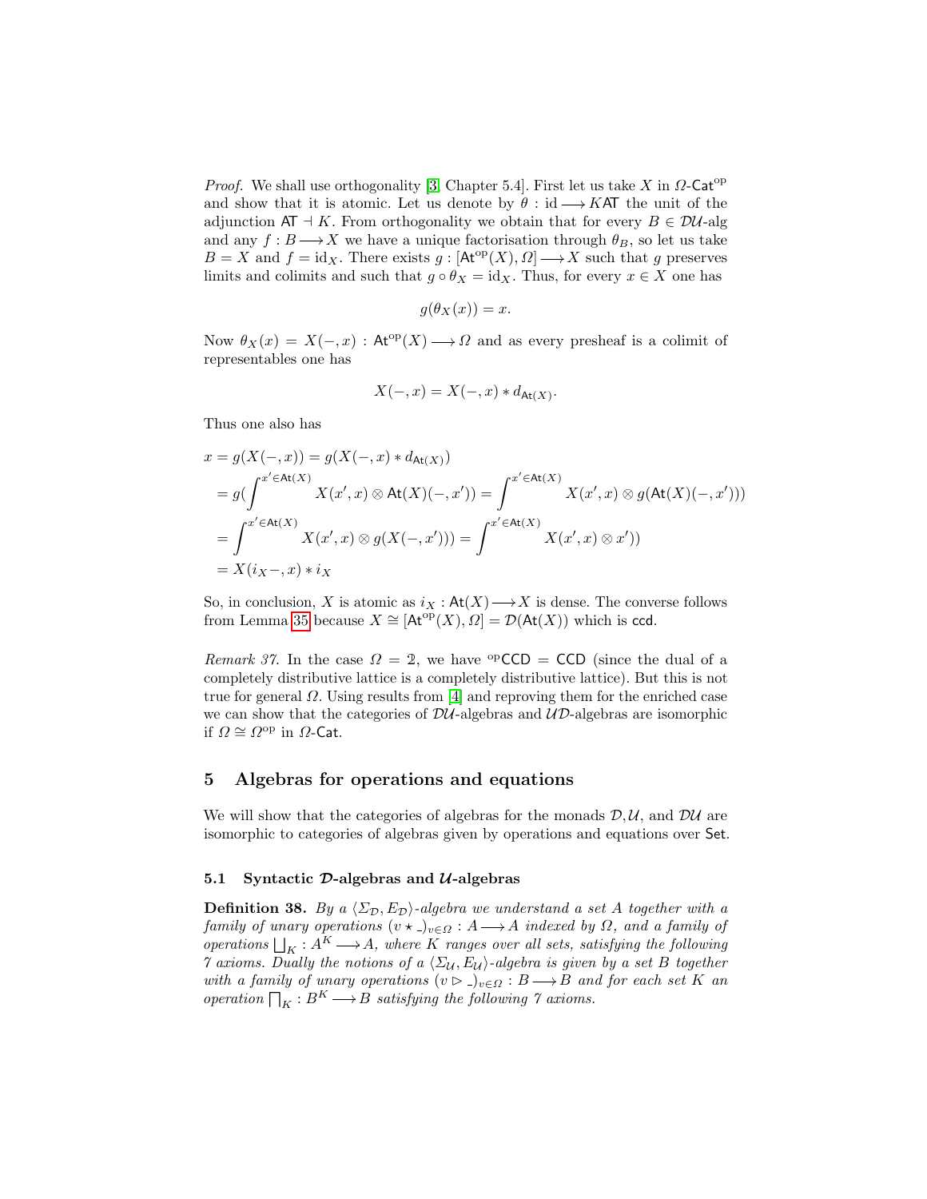*Proof.* We shall use orthogonality [3, Chapter 5.4]. First let us take $X$ in $\Omega\text{-}\mathsf{Cat}^{\mathrm{op}}$ and show that it is atomic. Let us denote by $\theta : \mathrm{id} \longrightarrow K\mathsf{AT}$ the unit of the adjunction $\mathsf{AT} \dashv K$. From orthogonality we obtain that for every $B \in \mathcal{DU}$-alg and any $f : B \longrightarrow X$ we have a unique factorisation through $\theta_B$, so let us take $B = X$ and $f = \mathrm{id}_X$. There exists $g : [\mathsf{At}^{\mathrm{op}}(X), \Omega] \longrightarrow X$ such that $g$ preserves limits and colimits and such that $g \circ \theta_X = \mathrm{id}_X$. Thus, for every $x \in X$ one has

$$g(\theta_X(x)) = x.$$

Now $\theta_X(x) = X(-, x) : \mathsf{At}^{\mathrm{op}}(X) \longrightarrow \Omega$ and as every presheaf is a colimit of representables one has

$$X(-, x) = X(-, x) * d_{\mathsf{At}(X)}.$$

Thus one also has

$$\begin{aligned}
x &= g(X(-,x)) = g(X(-,x) * d_{\mathsf{At}(X)}) \\
&= g\Big(\int^{x' \in \mathsf{At}(X)} X(x', x) \otimes \mathsf{At}(X)(-, x')\Big) = \int^{x' \in \mathsf{At}(X)} X(x', x) \otimes g(\mathsf{At}(X)(-, x'))) \\
&= \int^{x' \in \mathsf{At}(X)} X(x', x) \otimes g(X(-, x'))) = \int^{x' \in \mathsf{At}(X)} X(x', x) \otimes x')) \\
&= X(i_X -, x) * i_X
\end{aligned}$$

So, in conclusion, $X$ is atomic as $i_X : \mathsf{At}(X) \longrightarrow X$ is dense. The converse follows from Lemma 35 because $X \cong [\mathsf{At}^{\mathrm{op}}(X), \Omega] = \mathcal{D}(\mathsf{At}(X))$ which is $\mathsf{ccd}$.

*Remark 37.* In the case $\Omega = 2$, we have ${}^{\mathrm{op}}\mathsf{CCD} = \mathsf{CCD}$ (since the dual of a completely distributive lattice is a completely distributive lattice). But this is not true for general $\Omega$. Using results from [4] and reproving them for the enriched case we can show that the categories of $\mathcal{DU}$-algebras and $\mathcal{UD}$-algebras are isomorphic if $\Omega \cong \Omega^{\mathrm{op}}$ in $\Omega\text{-}\mathsf{Cat}$.

## 5 Algebras for operations and equations

We will show that the categories of algebras for the monads $\mathcal{D}$, $\mathcal{U}$, and $\mathcal{DU}$ are isomorphic to categories of algebras given by operations and equations over $\mathsf{Set}$.

### 5.1 Syntactic $\mathcal{D}$-algebras and $\mathcal{U}$-algebras

**Definition 38.** *By a $\langle \Sigma_{\mathcal{D}}, E_{\mathcal{D}} \rangle$-algebra we understand a set $A$ together with a family of unary operations $(v \star \_)_{v \in \Omega} : A \longrightarrow A$ indexed by $\Omega$, and a family of operations $\bigsqcup_K : A^K \longrightarrow A$, where $K$ ranges over all sets, satisfying the following 7 axioms. Dually the notions of a $\langle \Sigma_{\mathcal{U}}, E_{\mathcal{U}} \rangle$-algebra is given by a set $B$ together with a family of unary operations $(v \rhd \_)_{v \in \Omega} : B \longrightarrow B$ and for each set $K$ an operation $\bigsqcap_K : B^K \longrightarrow B$ satisfying the following 7 axioms.*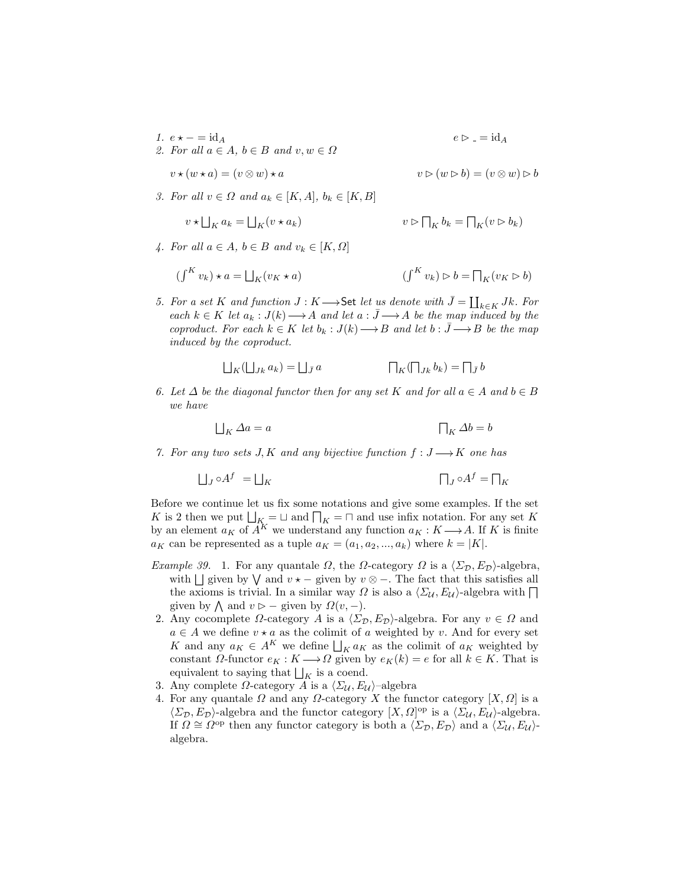1. $e \star - = \mathrm{id}_A$ $\qquad\qquad$ $e \rhd \_ = \mathrm{id}_A$
2. For all $a \in A$, $b \in B$ and $v, w \in \Omega$

$$v \star (w \star a) = (v \otimes w) \star a \qquad\qquad v \rhd (w \rhd b) = (v \otimes w) \rhd b$$

3. For all $v \in \Omega$ and $a_k \in [K, A]$, $b_k \in [K, B]$

$$v \star \bigsqcup_K a_k = \bigsqcup_K (v \star a_k) \qquad\qquad v \rhd \bigsqcap_K b_k = \bigsqcap_K (v \rhd b_k)$$

4. For all $a \in A$, $b \in B$ and $v_k \in [K, \Omega]$

$$(\textstyle\int^K v_k) \star a = \bigsqcup_K (v_K \star a) \qquad\qquad (\textstyle\int^K v_k) \rhd b = \bigsqcap_K (v_K \rhd b)$$

5. For a set $K$ and function $J : K \longrightarrow \mathsf{Set}$ let us denote with $\bar{J} = \coprod_{k \in K} Jk$. For each $k \in K$ let $a_k : J(k) \longrightarrow A$ and let $a : \bar{J} \longrightarrow A$ be the map induced by the coproduct. For each $k \in K$ let $b_k : J(k) \longrightarrow B$ and let $b : \bar{J} \longrightarrow B$ be the map induced by the coproduct.

$$\bigsqcup_K (\bigsqcup_{Jk} a_k) = \bigsqcup_{\bar{J}} a \qquad\qquad \bigsqcap_K (\bigsqcap_{Jk} b_k) = \bigsqcap_{\bar{J}} b$$

6. Let $\Delta$ be the diagonal functor then for any set $K$ and for all $a \in A$ and $b \in B$ we have

$$\bigsqcup_K \Delta a = a \qquad\qquad \bigsqcap_K \Delta b = b$$

7. For any two sets $J, K$ and any bijective function $f : J \longrightarrow K$ one has

$$\bigsqcup_J \circ A^f = \bigsqcup_K \qquad\qquad \bigsqcap_J \circ A^f = \bigsqcap_K$$

Before we continue let us fix some notations and give some examples. If the set $K$ is 2 then we put $\bigsqcup_K = \sqcup$ and $\bigsqcap_K = \sqcap$ and use infix notation. For any set $K$ by an element $a_K$ of $A^K$ we understand any function $a_K : K \longrightarrow A$. If $K$ is finite $a_K$ can be represented as a tuple $a_K = (a_1, a_2, ..., a_k)$ where $k = |K|$.

*Example 39.*

1. For any quantale $\Omega$, the $\Omega$-category $\Omega$ is a $\langle \Sigma_{\mathcal{D}}, E_{\mathcal{D}} \rangle$-algebra, with $\bigsqcup$ given by $\bigvee$ and $v \star -$ given by $v \otimes -$. The fact that this satisfies all the axioms is trivial. In a similar way $\Omega$ is also a $\langle \Sigma_{\mathcal{U}}, E_{\mathcal{U}} \rangle$-algebra with $\bigsqcap$ given by $\bigwedge$ and $v \rhd -$ given by $\Omega(v, -)$.
2. Any cocomplete $\Omega$-category $A$ is a $\langle \Sigma_{\mathcal{D}}, E_{\mathcal{D}} \rangle$-algebra. For any $v \in \Omega$ and $a \in A$ we define $v \star a$ as the colimit of $a$ weighted by $v$. And for every set $K$ and any $a_K \in A^K$ we define $\bigsqcup_K a_K$ as the colimit of $a_K$ weighted by constant $\Omega$-functor $e_K : K \longrightarrow \Omega$ given by $e_K(k) = e$ for all $k \in K$. That is equivalent to saying that $\bigsqcup_K$ is a coend.
3. Any complete $\Omega$-category $A$ is a $\langle \Sigma_{\mathcal{U}}, E_{\mathcal{U}} \rangle$–algebra
4. For any quantale $\Omega$ and any $\Omega$-category $X$ the functor category $[X, \Omega]$ is a $\langle \Sigma_{\mathcal{D}}, E_{\mathcal{D}} \rangle$-algebra and the functor category $[X, \Omega]^{\mathrm{op}}$ is a $\langle \Sigma_{\mathcal{U}}, E_{\mathcal{U}} \rangle$-algebra. If $\Omega \cong \Omega^{\mathrm{op}}$ then any functor category is both a $\langle \Sigma_{\mathcal{D}}, E_{\mathcal{D}} \rangle$ and a $\langle \Sigma_{\mathcal{U}}, E_{\mathcal{U}} \rangle$-algebra.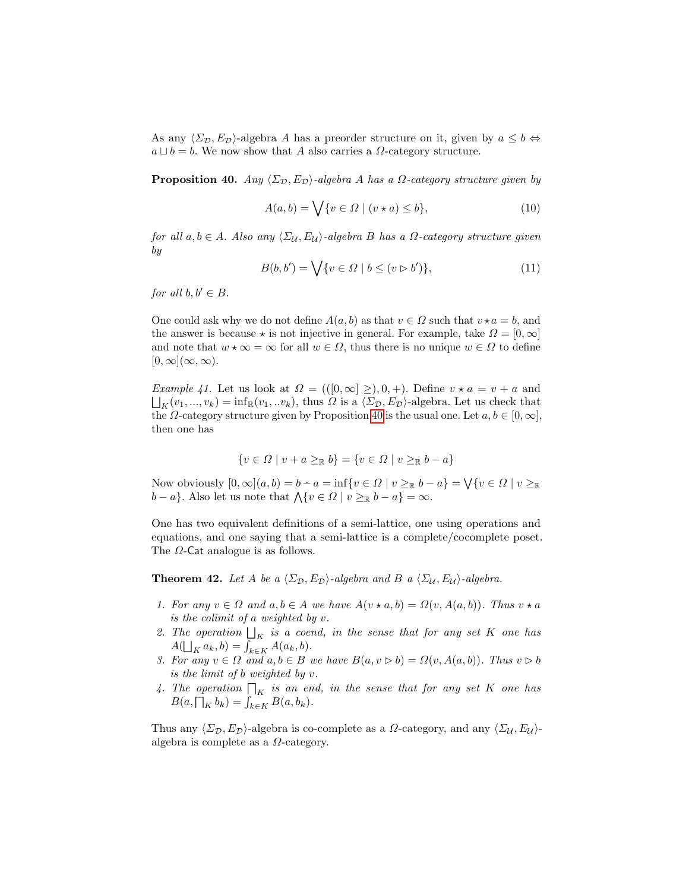As any $\langle \Sigma_{\mathcal{D}}, E_{\mathcal{D}} \rangle$-algebra $A$ has a preorder structure on it, given by $a \leq b \Leftrightarrow a \sqcup b = b$. We now show that $A$ also carries a $\Omega$-category structure.

**Proposition 40.** *Any $\langle \Sigma_{\mathcal{D}}, E_{\mathcal{D}} \rangle$-algebra $A$ has a $\Omega$-category structure given by*

$$A(a, b) = \bigvee \{ v \in \Omega \mid (v \star a) \leq b \}, \tag{10}$$

*for all $a, b \in A$. Also any $\langle \Sigma_{\mathcal{U}}, E_{\mathcal{U}} \rangle$-algebra $B$ has a $\Omega$-category structure given by*

$$B(b, b') = \bigvee \{ v \in \Omega \mid b \leq (v \rhd b') \}, \tag{11}$$

*for all $b, b' \in B$.*

One could ask why we do not define $A(a, b)$ as that $v \in \Omega$ such that $v \star a = b$, and the answer is because $\star$ is not injective in general. For example, take $\Omega = [0, \infty]$ and note that $w \star \infty = \infty$ for all $w \in \Omega$, thus there is no unique $w \in \Omega$ to define $[0, \infty](\infty, \infty)$.

*Example 41.* Let us look at $\Omega = (([0, \infty] \geq), 0, +)$. Define $v \star a = v + a$ and $\bigsqcup_K (v_1, ..., v_k) = \inf_{\mathbb{R}}(v_1, ..v_k)$, thus $\Omega$ is a $\langle \Sigma_{\mathcal{D}}, E_{\mathcal{D}} \rangle$-algebra. Let us check that the $\Omega$-category structure given by Proposition 40 is the usual one. Let $a, b \in [0, \infty]$, then one has

$$\{ v \in \Omega \mid v + a \geq_{\mathbb{R}} b \} = \{ v \in \Omega \mid v \geq_{\mathbb{R}} b - a \}$$

Now obviously $[0, \infty](a, b) = b \dot{-} a = \inf \{ v \in \Omega \mid v \geq_{\mathbb{R}} b - a \} = \bigvee \{ v \in \Omega \mid v \geq_{\mathbb{R}} b - a \}$. Also let us note that $\bigwedge \{ v \in \Omega \mid v \geq_{\mathbb{R}} b - a \} = \infty$.

One has two equivalent definitions of a semi-lattice, one using operations and equations, and one saying that a semi-lattice is a complete/cocomplete poset. The $\Omega$-$\mathsf{Cat}$ analogue is as follows.

**Theorem 42.** *Let $A$ be a $\langle \Sigma_{\mathcal{D}}, E_{\mathcal{D}} \rangle$-algebra and $B$ a $\langle \Sigma_{\mathcal{U}}, E_{\mathcal{U}} \rangle$-algebra.*

1. *For any $v \in \Omega$ and $a, b \in A$ we have $A(v \star a, b) = \Omega(v, A(a, b))$. Thus $v \star a$ is the colimit of $a$ weighted by $v$.*
2. *The operation $\bigsqcup_K$ is a coend, in the sense that for any set $K$ one has $A(\bigsqcup_K a_k, b) = \int_{k \in K} A(a_k, b)$.*
3. *For any $v \in \Omega$ and $a, b \in B$ we have $B(a, v \rhd b) = \Omega(v, A(a, b))$. Thus $v \rhd b$ is the limit of $b$ weighted by $v$.*
4. *The operation $\bigsqcap_K$ is an end, in the sense that for any set $K$ one has $B(a, \bigsqcap_K b_k) = \int_{k \in K} B(a, b_k)$.*

Thus any $\langle \Sigma_{\mathcal{D}}, E_{\mathcal{D}} \rangle$-algebra is co-complete as a $\Omega$-category, and any $\langle \Sigma_{\mathcal{U}}, E_{\mathcal{U}} \rangle$-algebra is complete as a $\Omega$-category.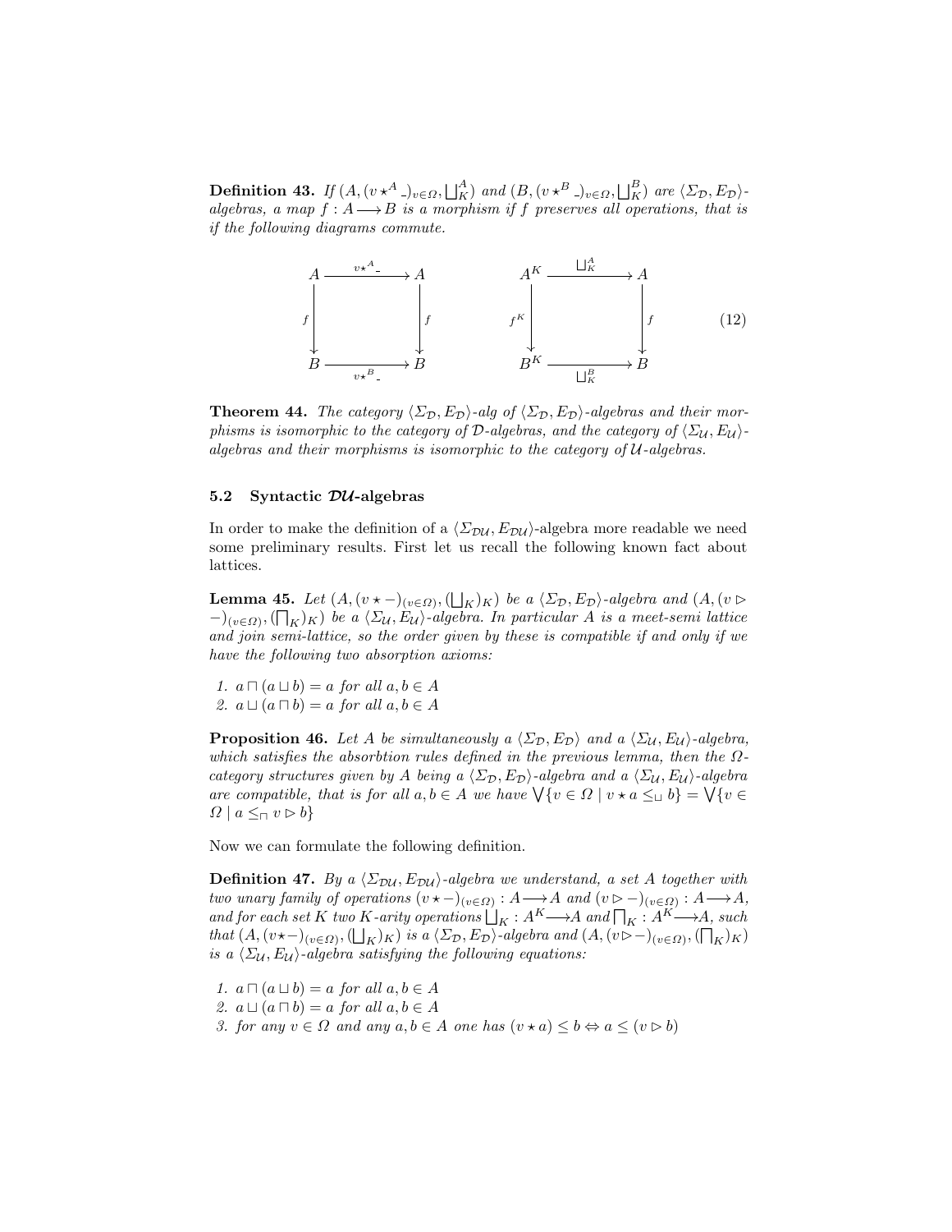**Definition 43.** *If $(A, (v \star^A \_)_{v\in\Omega}, \bigsqcup_K^A)$ and $(B, (v \star^B \_)_{v\in\Omega}, \bigsqcup_K^B)$ are $\langle \Sigma_{\mathcal{D}}, E_{\mathcal{D}}\rangle$-algebras, a map $f : A \longrightarrow B$ is a morphism if $f$ preserves all operations, that is if the following diagrams commute.*

$$
\begin{array}{ccc}
A & \xrightarrow{v\star^A \_} & A \\
{\scriptstyle f}\downarrow & & \downarrow{\scriptstyle f} \\
B & \xrightarrow[v\star^B \_]{} & B
\end{array}
\qquad\qquad
\begin{array}{ccc}
A^K & \xrightarrow{\bigsqcup_K^A} & A \\
{\scriptstyle f^K}\downarrow & & \downarrow{\scriptstyle f} \\
B^K & \xrightarrow[\bigsqcup_K^B]{} & B
\end{array}
\qquad (12)
$$

**Theorem 44.** *The category $\langle \Sigma_{\mathcal{D}}, E_{\mathcal{D}}\rangle$-alg of $\langle \Sigma_{\mathcal{D}}, E_{\mathcal{D}}\rangle$-algebras and their morphisms is isomorphic to the category of $\mathcal{D}$-algebras, and the category of $\langle \Sigma_{\mathcal{U}}, E_{\mathcal{U}}\rangle$-algebras and their morphisms is isomorphic to the category of $\mathcal{U}$-algebras.*

### 5.2 Syntactic $\mathcal{DU}$-algebras

In order to make the definition of a $\langle \Sigma_{\mathcal{DU}}, E_{\mathcal{DU}}\rangle$-algebra more readable we need some preliminary results. First let us recall the following known fact about lattices.

**Lemma 45.** *Let $(A, (v \star -)_{(v\in\Omega)}, (\bigsqcup_K)_K)$ be a $\langle \Sigma_{\mathcal{D}}, E_{\mathcal{D}}\rangle$-algebra and $(A, (v \rhd -)_{(v\in\Omega)}, (\bigsqcap_K)_K)$ be a $\langle \Sigma_{\mathcal{U}}, E_{\mathcal{U}}\rangle$-algebra. In particular $A$ is a meet-semi lattice and join semi-lattice, so the order given by these is compatible if and only if we have the following two absorption axioms:*

1. *$a \sqcap (a \sqcup b) = a$ for all $a, b \in A$*
2. *$a \sqcup (a \sqcap b) = a$ for all $a, b \in A$*

**Proposition 46.** *Let $A$ be simultaneously a $\langle \Sigma_{\mathcal{D}}, E_{\mathcal{D}}\rangle$ and a $\langle \Sigma_{\mathcal{U}}, E_{\mathcal{U}}\rangle$-algebra, which satisfies the absorbtion rules defined in the previous lemma, then the $\Omega$-category structures given by $A$ being a $\langle \Sigma_{\mathcal{D}}, E_{\mathcal{D}}\rangle$-algebra and a $\langle \Sigma_{\mathcal{U}}, E_{\mathcal{U}}\rangle$-algebra are compatible, that is for all $a, b \in A$ we have $\bigvee\{v \in \Omega \mid v \star a \leq_{\sqcup} b\} = \bigvee\{v \in \Omega \mid a \leq_{\sqcap} v \rhd b\}$*

Now we can formulate the following definition.

**Definition 47.** *By a $\langle \Sigma_{\mathcal{DU}}, E_{\mathcal{DU}}\rangle$-algebra we understand, a set $A$ together with two unary family of operations $(v \star -)_{(v\in\Omega)} : A \longrightarrow A$ and $(v \rhd -)_{(v\in\Omega)} : A \longrightarrow A$, and for each set $K$ two $K$-arity operations $\bigsqcup_K : A^K \longrightarrow A$ and $\bigsqcap_K : A^K \longrightarrow A$, such that $(A, (v\star-)_{(v\in\Omega)}, (\bigsqcup_K)_K)$ is a $\langle \Sigma_{\mathcal{D}}, E_{\mathcal{D}}\rangle$-algebra and $(A, (v\rhd-)_{(v\in\Omega)}, (\bigsqcap_K)_K)$ is a $\langle \Sigma_{\mathcal{U}}, E_{\mathcal{U}}\rangle$-algebra satisfying the following equations:*

1. *$a \sqcap (a \sqcup b) = a$ for all $a, b \in A$*
2. *$a \sqcup (a \sqcap b) = a$ for all $a, b \in A$*
3. *for any $v \in \Omega$ and any $a, b \in A$ one has $(v \star a) \leq b \Leftrightarrow a \leq (v \rhd b)$*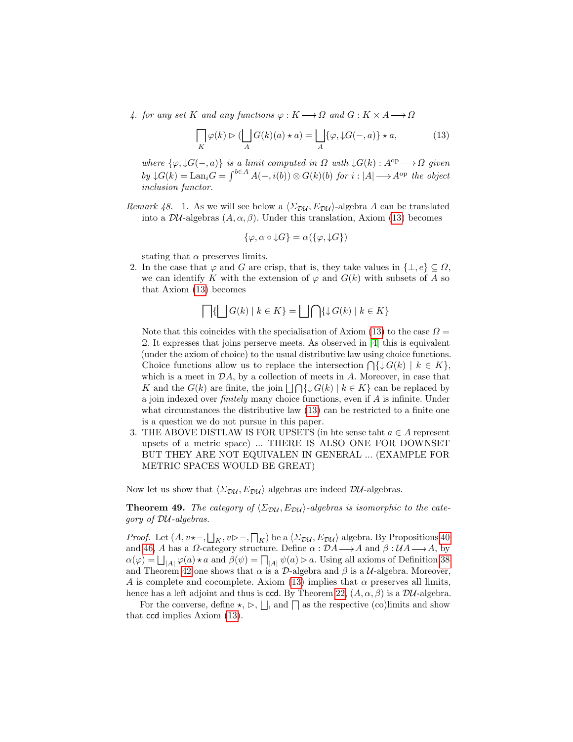4. *for any set $K$ and any functions $\varphi : K \longrightarrow \Omega$ and $G : K \times A \longrightarrow \Omega$*

$$\bigsqcap_K \varphi(k) \rhd (\bigsqcup_A G(k)(a) \star a) = \bigsqcup_A \{\varphi, {\downarrow}G(-,a)\} \star a, \tag{13}$$

*where $\{\varphi, {\downarrow}G(-,a)\}$ is a limit computed in $\Omega$ with ${\downarrow}G(k) : A^{\mathrm{op}} \longrightarrow \Omega$ given by ${\downarrow}G(k) = \mathrm{Lan}_i G = \int^{b \in A} A(-, i(b)) \otimes G(k)(b)$ for $i : |A| \longrightarrow A^{\mathrm{op}}$ the object inclusion functor.*

*Remark 48.* 1. As we will see below a $\langle \Sigma_{\mathcal{DU}}, E_{\mathcal{DU}} \rangle$-algebra $A$ can be translated into a $\mathcal{DU}$-algebras $(A, \alpha, \beta)$. Under this translation, Axiom (13) becomes

$$\{\varphi, \alpha \circ {\downarrow}G\} = \alpha(\{\varphi, {\downarrow}G\})$$

stating that $\alpha$ preserves limits.

2. In the case that $\varphi$ and $G$ are crisp, that is, they take values in $\{\bot, e\} \subseteq \Omega$, we can identify $K$ with the extension of $\varphi$ and $G(k)$ with subsets of $A$ so that Axiom (13) becomes

$$\bigsqcap \{ \bigsqcup G(k) \mid k \in K \} = \bigsqcup \bigcap \{ {\downarrow} G(k) \mid k \in K \}$$

Note that this coincides with the specialisation of Axiom (13) to the case $\Omega = 2$. It expresses that joins perserve meets. As observed in [4] this is equivalent (under the axiom of choice) to the usual distributive law using choice functions. Choice functions allow us to replace the intersection $\bigcap \{ {\downarrow} G(k) \mid k \in K \}$, which is a meet in $\mathcal{D}A$, by a collection of meets in $A$. Moreover, in case that $K$ and the $G(k)$ are finite, the join $\bigsqcup \bigcap \{ {\downarrow} G(k) \mid k \in K \}$ can be replaced by a join indexed over *finitely* many choice functions, even if $A$ is infinite. Under what circumstances the distributive law (13) can be restricted to a finite one is a question we do not pursue in this paper.

3. THE ABOVE DISTLAW IS FOR UPSETS (in hte sense taht $a \in A$ represent upsets of a metric space) ... THERE IS ALSO ONE FOR DOWNSET BUT THEY ARE NOT EQUIVALEN IN GENERAL ... (EXAMPLE FOR METRIC SPACES WOULD BE GREAT)

Now let us show that $\langle \Sigma_{\mathcal{DU}}, E_{\mathcal{DU}} \rangle$ algebras are indeed $\mathcal{DU}$-algebras.

**Theorem 49.** *The category of $\langle \Sigma_{\mathcal{DU}}, E_{\mathcal{DU}} \rangle$-algebras is isomorphic to the category of $\mathcal{DU}$-algebras.*

*Proof.* Let $(A, v \star -, \bigsqcup_K, v \rhd -, \bigsqcap_K)$ be a $\langle \Sigma_{\mathcal{DU}}, E_{\mathcal{DU}} \rangle$ algebra. By Propositions 40 and 46, $A$ has a $\Omega$-category structure. Define $\alpha : \mathcal{D}A \longrightarrow A$ and $\beta : \mathcal{U}A \longrightarrow A$, by $\alpha(\varphi) = \bigsqcup_{|A|} \varphi(a) \star a$ and $\beta(\psi) = \bigsqcap_{|A|} \psi(a) \rhd a$. Using all axioms of Definition 38 and Theorem 42 one shows that $\alpha$ is a $\mathcal{D}$-algebra and $\beta$ is a $\mathcal{U}$-algebra. Moreover, $A$ is complete and cocomplete. Axiom (13) implies that $\alpha$ preserves all limits, hence has a left adjoint and thus is ccd. By Theorem 22, $(A, \alpha, \beta)$ is a $\mathcal{DU}$-algebra.

For the converse, define $\star$, $\rhd$, $\bigsqcup$, and $\bigsqcap$ as the respective (co)limits and show that ccd implies Axiom (13).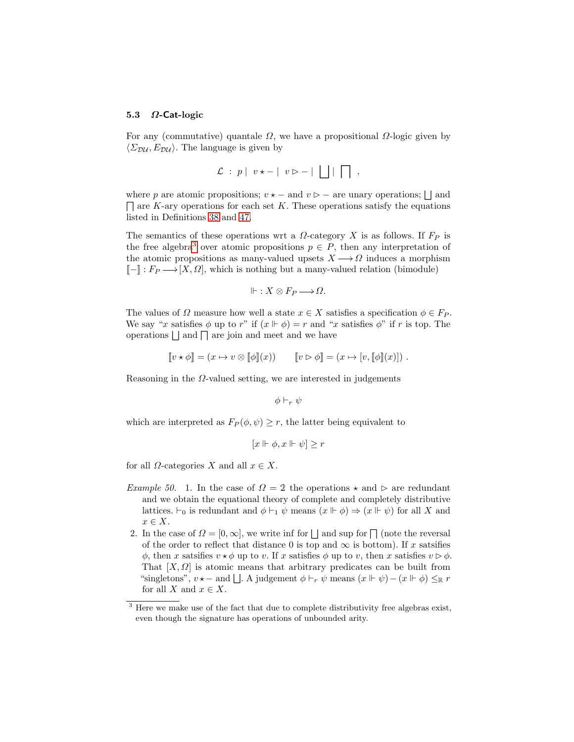### 5.3 $\Omega$-Cat-logic

For any (commutative) quantale $\Omega$, we have a propositional $\Omega$-logic given by $\langle \Sigma_{\mathcal{DU}}, E_{\mathcal{DU}} \rangle$. The language is given by

$$\mathcal{L} \; : \; p \mid \; v \star - \mid \; v \rhd - \mid \; \bigsqcup \mid \; \bigsqcap \; ,$$

where $p$ are atomic propositions; $v \star -$ and $v \rhd -$ are unary operations; $\bigsqcup$ and $\bigsqcap$ are $K$-ary operations for each set $K$. These operations satisfy the equations listed in Definitions 38 and 47.

The semantics of these operations wrt a $\Omega$-category $X$ is as follows. If $F_P$ is the free algebra[3] over atomic propositions $p \in P$, then any interpretation of the atomic propositions as many-valued upsets $X \longrightarrow \Omega$ induces a morphism $[\![-]\!] : F_P \longrightarrow [X, \Omega]$, which is nothing but a many-valued relation (bimodule)

$$\Vdash : X \otimes F_P \longrightarrow \Omega.$$

The values of $\Omega$ measure how well a state $x \in X$ satisfies a specification $\phi \in F_P$. We say "$x$ satisfies $\phi$ up to $r$" if $(x \Vdash \phi) = r$ and "$x$ satisfies $\phi$" if $r$ is top. The operations $\bigsqcup$ and $\bigsqcap$ are join and meet and we have

$$[\![v \star \phi]\!] = (x \mapsto v \otimes [\![\phi]\!](x)) \qquad [\![v \rhd \phi]\!] = (x \mapsto [v, [\![\phi]\!](x)]) \; .$$

Reasoning in the $\Omega$-valued setting, we are interested in judgements

$$\phi \vdash_r \psi$$

which are interpreted as $F_P(\phi, \psi) \geq r$, the latter being equivalent to

$$[x \Vdash \phi, x \Vdash \psi] \geq r$$

for all $\Omega$-categories $X$ and all $x \in X$.

*Example 50.* 1. In the case of $\Omega = \mathbb{2}$ the operations $\star$ and $\rhd$ are redundant and we obtain the equational theory of complete and completely distributive lattices. $\vdash_0$ is redundant and $\phi \vdash_1 \psi$ means $(x \Vdash \phi) \Rightarrow (x \Vdash \psi)$ for all $X$ and $x \in X$.

2. In the case of $\Omega = [0, \infty]$, we write inf for $\bigsqcup$ and sup for $\bigsqcap$ (note the reversal of the order to reflect that distance 0 is top and $\infty$ is bottom). If $x$ satsifies $\phi$, then $x$ satsifies $v \star \phi$ up to $v$. If $x$ satisfies $\phi$ up to $v$, then $x$ satisfies $v \rhd \phi$. That $[X, \Omega]$ is atomic means that arbitrary predicates can be built from "singletons", $v \star -$ and $\bigsqcup$. A judgement $\phi \vdash_r \psi$ means $(x \Vdash \psi) - (x \Vdash \phi) \leq_{\mathbb{R}} r$ for all $X$ and $x \in X$.

[3] Here we make use of the fact that due to complete distributivity free algebras exist, even though the signature has operations of unbounded arity.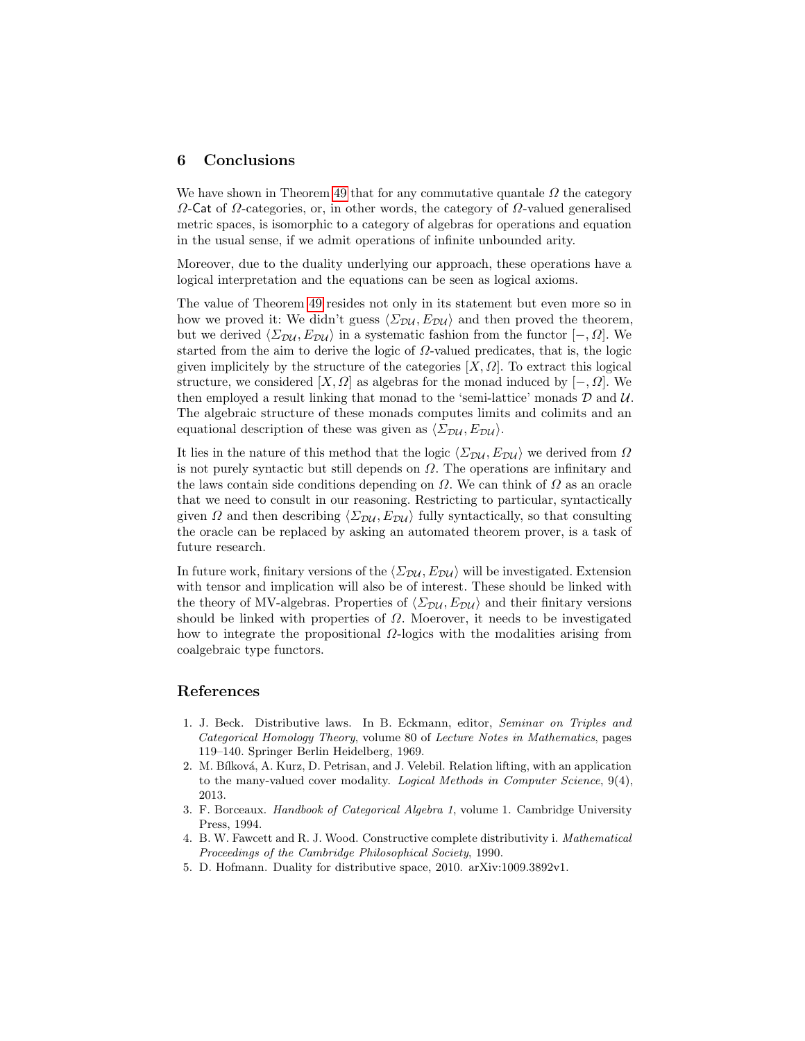## 6 Conclusions

We have shown in Theorem 49 that for any commutative quantale $\Omega$ the category $\Omega$-Cat of $\Omega$-categories, or, in other words, the category of $\Omega$-valued generalised metric spaces, is isomorphic to a category of algebras for operations and equation in the usual sense, if we admit operations of infinite unbounded arity.

Moreover, due to the duality underlying our approach, these operations have a logical interpretation and the equations can be seen as logical axioms.

The value of Theorem 49 resides not only in its statement but even more so in how we proved it: We didn't guess $\langle \Sigma_{\mathcal{DU}}, E_{\mathcal{DU}} \rangle$ and then proved the theorem, but we derived $\langle \Sigma_{\mathcal{DU}}, E_{\mathcal{DU}} \rangle$ in a systematic fashion from the functor $[-, \Omega]$. We started from the aim to derive the logic of $\Omega$-valued predicates, that is, the logic given implicitely by the structure of the categories $[X, \Omega]$. To extract this logical structure, we considered $[X, \Omega]$ as algebras for the monad induced by $[-, \Omega]$. We then employed a result linking that monad to the 'semi-lattice' monads $\mathcal{D}$ and $\mathcal{U}$. The algebraic structure of these monads computes limits and colimits and an equational description of these was given as $\langle \Sigma_{\mathcal{DU}}, E_{\mathcal{DU}} \rangle$.

It lies in the nature of this method that the logic $\langle \Sigma_{\mathcal{DU}}, E_{\mathcal{DU}} \rangle$ we derived from $\Omega$ is not purely syntactic but still depends on $\Omega$. The operations are infinitary and the laws contain side conditions depending on $\Omega$. We can think of $\Omega$ as an oracle that we need to consult in our reasoning. Restricting to particular, syntactically given $\Omega$ and then describing $\langle \Sigma_{\mathcal{DU}}, E_{\mathcal{DU}} \rangle$ fully syntactically, so that consulting the oracle can be replaced by asking an automated theorem prover, is a task of future research.

In future work, finitary versions of the $\langle \Sigma_{\mathcal{DU}}, E_{\mathcal{DU}} \rangle$ will be investigated. Extension with tensor and implication will also be of interest. These should be linked with the theory of MV-algebras. Properties of $\langle \Sigma_{\mathcal{DU}}, E_{\mathcal{DU}} \rangle$ and their finitary versions should be linked with properties of $\Omega$. Moerover, it needs to be investigated how to integrate the propositional $\Omega$-logics with the modalities arising from coalgebraic type functors.

## References

1. J. Beck. Distributive laws. In B. Eckmann, editor, *Seminar on Triples and Categorical Homology Theory*, volume 80 of *Lecture Notes in Mathematics*, pages 119–140. Springer Berlin Heidelberg, 1969.
2. M. Bílková, A. Kurz, D. Petrisan, and J. Velebil. Relation lifting, with an application to the many-valued cover modality. *Logical Methods in Computer Science*, 9(4), 2013.
3. F. Borceaux. *Handbook of Categorical Algebra 1*, volume 1. Cambridge University Press, 1994.
4. B. W. Fawcett and R. J. Wood. Constructive complete distributivity i. *Mathematical Proceedings of the Cambridge Philosophical Society*, 1990.
5. D. Hofmann. Duality for distributive space, 2010. arXiv:1009.3892v1.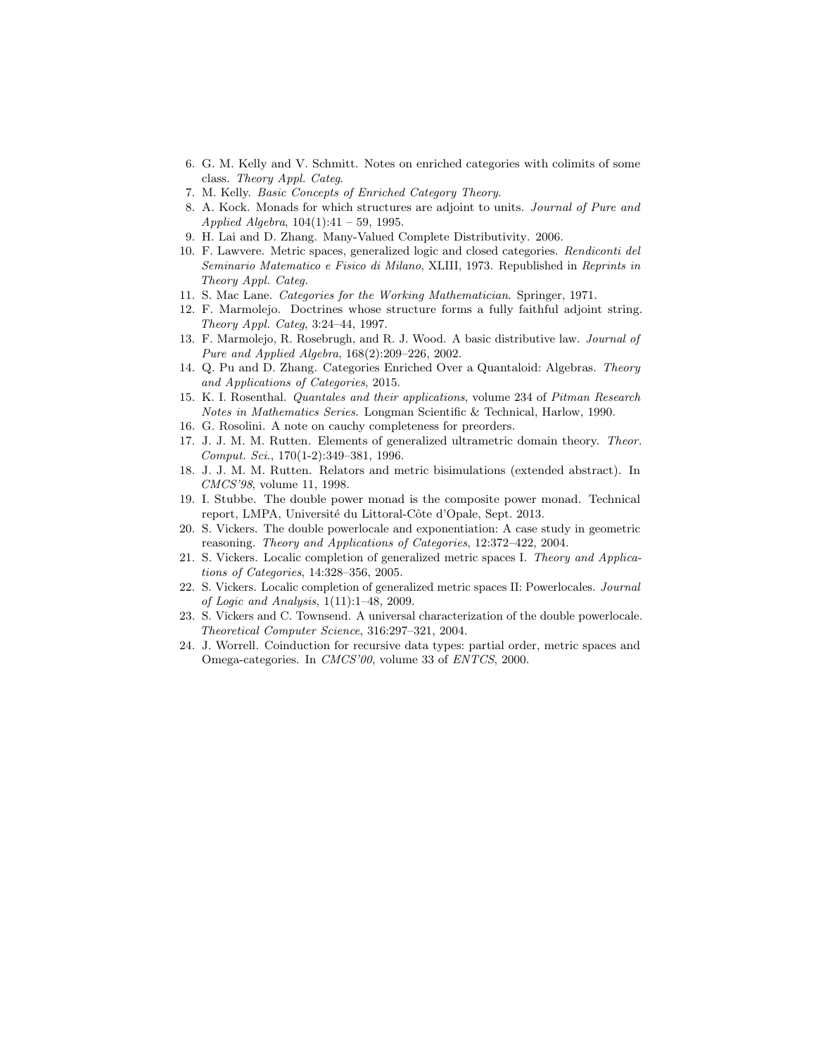6. G. M. Kelly and V. Schmitt. Notes on enriched categories with colimits of some class. *Theory Appl. Categ.*
7. M. Kelly. *Basic Concepts of Enriched Category Theory.*
8. A. Kock. Monads for which structures are adjoint to units. *Journal of Pure and Applied Algebra*, 104(1):41 – 59, 1995.
9. H. Lai and D. Zhang. Many-Valued Complete Distributivity. 2006.
10. F. Lawvere. Metric spaces, generalized logic and closed categories. *Rendiconti del Seminario Matematico e Fisico di Milano*, XLIII, 1973. Republished in *Reprints in Theory Appl. Categ.*
11. S. Mac Lane. *Categories for the Working Mathematician*. Springer, 1971.
12. F. Marmolejo. Doctrines whose structure forms a fully faithful adjoint string. *Theory Appl. Categ*, 3:24–44, 1997.
13. F. Marmolejo, R. Rosebrugh, and R. J. Wood. A basic distributive law. *Journal of Pure and Applied Algebra*, 168(2):209–226, 2002.
14. Q. Pu and D. Zhang. Categories Enriched Over a Quantaloid: Algebras. *Theory and Applications of Categories*, 2015.
15. K. I. Rosenthal. *Quantales and their applications*, volume 234 of *Pitman Research Notes in Mathematics Series*. Longman Scientific & Technical, Harlow, 1990.
16. G. Rosolini. A note on cauchy completeness for preorders.
17. J. J. M. M. Rutten. Elements of generalized ultrametric domain theory. *Theor. Comput. Sci.*, 170(1-2):349–381, 1996.
18. J. J. M. M. Rutten. Relators and metric bisimulations (extended abstract). In *CMCS'98*, volume 11, 1998.
19. I. Stubbe. The double power monad is the composite power monad. Technical report, LMPA, Université du Littoral-Côte d'Opale, Sept. 2013.
20. S. Vickers. The double powerlocale and exponentiation: A case study in geometric reasoning. *Theory and Applications of Categories*, 12:372–422, 2004.
21. S. Vickers. Localic completion of generalized metric spaces I. *Theory and Applications of Categories*, 14:328–356, 2005.
22. S. Vickers. Localic completion of generalized metric spaces II: Powerlocales. *Journal of Logic and Analysis*, 1(11):1–48, 2009.
23. S. Vickers and C. Townsend. A universal characterization of the double powerlocale. *Theoretical Computer Science*, 316:297–321, 2004.
24. J. Worrell. Coinduction for recursive data types: partial order, metric spaces and Omega-categories. In *CMCS'00*, volume 33 of *ENTCS*, 2000.